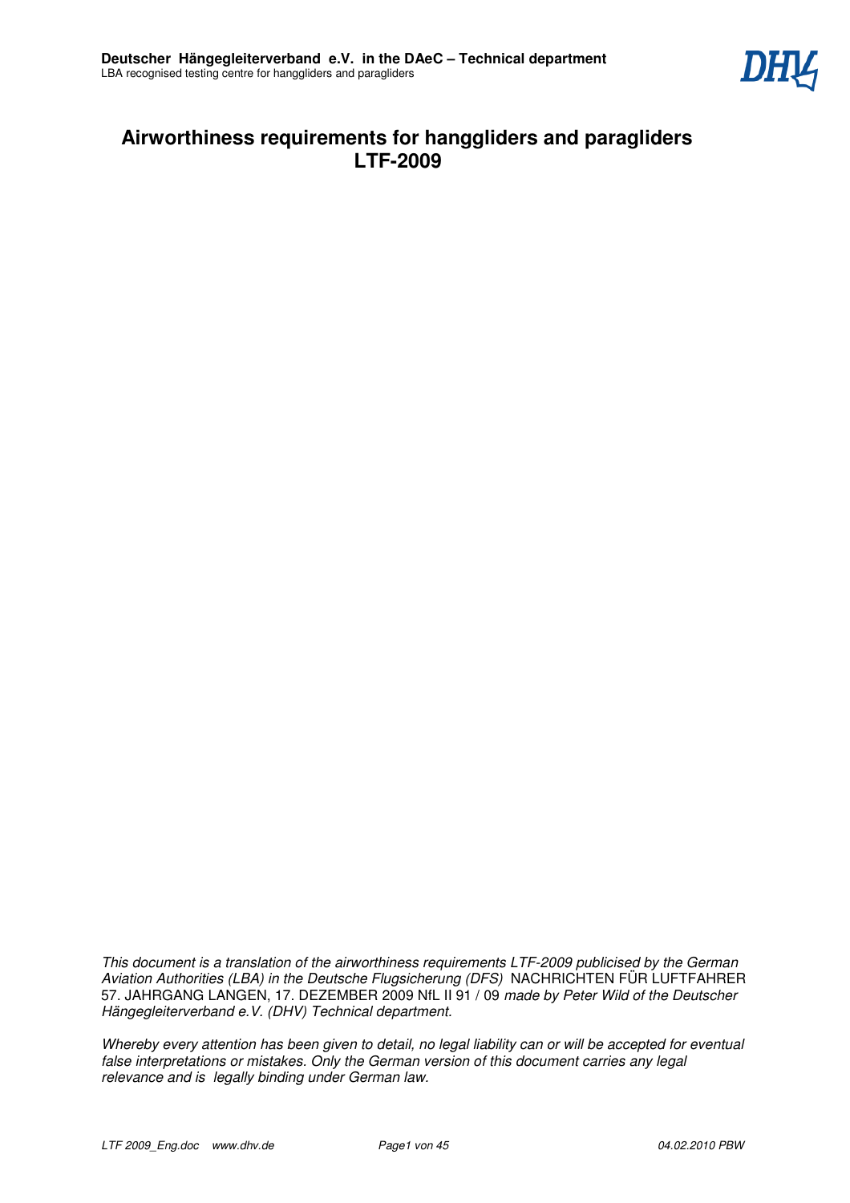# Airworthiness requirements for hanggliders and paragliders LTF-2009

*This document is a translation of the airworthiness requirements LTF-2009 publicised by the German Aviation Authorities (LBA) in the Deutsche Flugsicherung (DFS)* NACHRICHTEN FÜR LUFTFAHRER 57. JAHRGANG LANGEN, 17. DEZEMBER 2009 NfL II 91 / 09 *made by Peter Wild of the Deutscher Hängegleiterverband e.V. (DHV) Technical department.*

*Whereby every attention has been given to detail, no legal liability can or will be accepted for eventual false interpretations or mistakes. Only the German version of this document carries any legal relevance and is legally binding under German law.*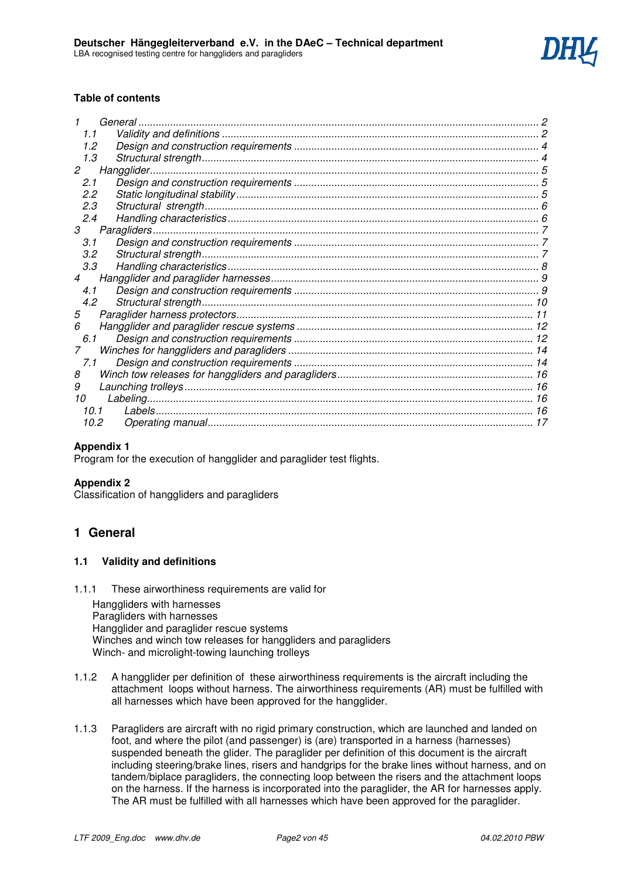**Table of contents**

1 General ........................................................................................................................................ 2
  1.1 Validity and definitions ............................................................................................................ 2
  1.2 Design and construction requirements .................................................................................... 4
  1.3 Structural strength .................................................................................................................... 4
2 Hangglider ...................................................................................................................................... 5
  2.1 Design and construction requirements .................................................................................... 5
  2.2 Static longitudinal stability ........................................................................................................ 5
  2.3 Structural strength .................................................................................................................... 6
  2.4 Handling characteristics ........................................................................................................... 6
3 Paragliders ..................................................................................................................................... 7
  3.1 Design and construction requirements .................................................................................... 7
  3.2 Structural strength .................................................................................................................... 7
  3.3 Handling characteristics ........................................................................................................... 8
4 Hangglider and paraglider harnesses ............................................................................................ 9
  4.1 Design and construction requirements .................................................................................... 9
  4.2 Structural strength .................................................................................................................. 10
5 Paraglider harness protectors ...................................................................................................... 11
6 Hangglider and paraglider rescue systems ................................................................................. 12
  6.1 Design and construction requirements .................................................................................. 12
7 Winches for hanggliders and paragliders .................................................................................... 14
  7.1 Design and construction requirements .................................................................................. 14
8 Winch tow releases for hanggliders and paragliders ................................................................... 16
9 Launching trolleys ........................................................................................................................ 16
10 Labeling ...................................................................................................................................... 16
  10.1 Labels .................................................................................................................................. 16
  10.2 Operating manual ................................................................................................................ 17

**Appendix 1**
Program for the execution of hangglider and paraglider test flights.

**Appendix 2**
Classification of hanggliders and paragliders

# 1 General

## 1.1 Validity and definitions

1.1.1 These airworthiness requirements are valid for

Hanggliders with harnesses
Paragliders with harnesses
Hangglider and paraglider rescue systems
Winches and winch tow releases for hanggliders and paragliders
Winch- and microlight-towing launching trolleys

1.1.2 A hangglider per definition of these airworthiness requirements is the aircraft including the attachment loops without harness. The airworthiness requirements (AR) must be fulfilled with all harnesses which have been approved for the hangglider.

1.1.3 Paragliders are aircraft with no rigid primary construction, which are launched and landed on foot, and where the pilot (and passenger) is (are) transported in a harness (harnesses) suspended beneath the glider. The paraglider per definition of this document is the aircraft including steering/brake lines, risers and handgrips for the brake lines without harness, and on tandem/biplace paragliders, the connecting loop between the risers and the attachment loops on the harness. If the harness is incorporated into the paraglider, the AR for harnesses apply. The AR must be fulfilled with all harnesses which have been approved for the paraglider.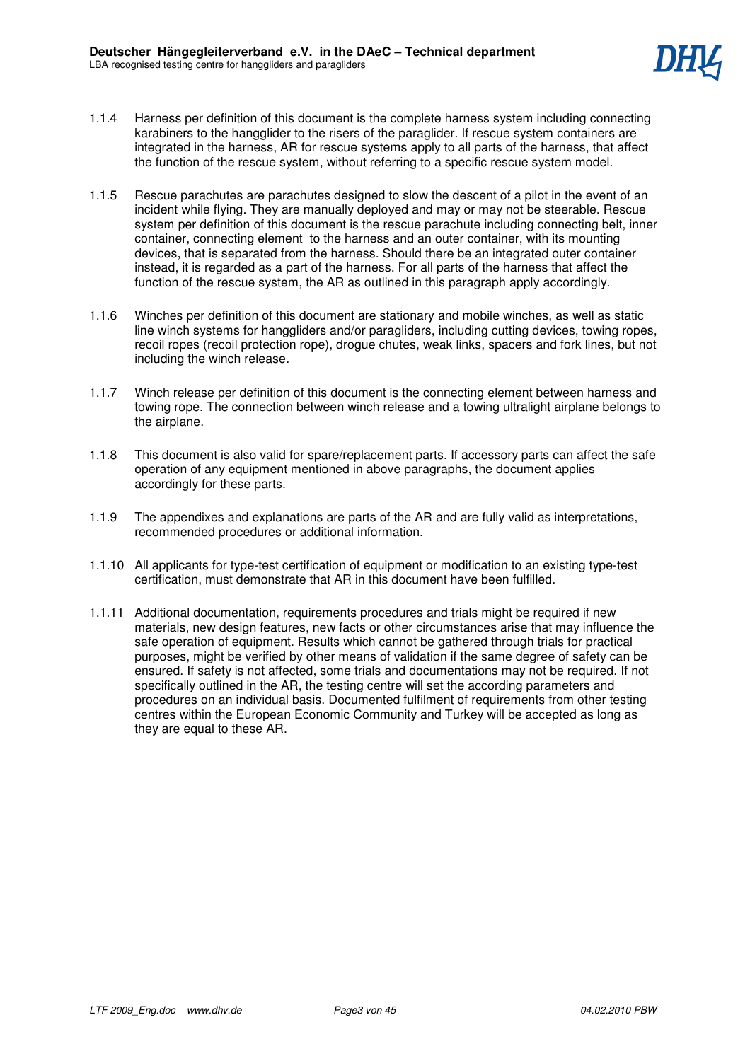1.1.4 Harness per definition of this document is the complete harness system including connecting karabiners to the hangglider to the risers of the paraglider. If rescue system containers are integrated in the harness, AR for rescue systems apply to all parts of the harness, that affect the function of the rescue system, without referring to a specific rescue system model.

1.1.5 Rescue parachutes are parachutes designed to slow the descent of a pilot in the event of an incident while flying. They are manually deployed and may or may not be steerable. Rescue system per definition of this document is the rescue parachute including connecting belt, inner container, connecting element to the harness and an outer container, with its mounting devices, that is separated from the harness. Should there be an integrated outer container instead, it is regarded as a part of the harness. For all parts of the harness that affect the function of the rescue system, the AR as outlined in this paragraph apply accordingly.

1.1.6 Winches per definition of this document are stationary and mobile winches, as well as static line winch systems for hanggliders and/or paragliders, including cutting devices, towing ropes, recoil ropes (recoil protection rope), drogue chutes, weak links, spacers and fork lines, but not including the winch release.

1.1.7 Winch release per definition of this document is the connecting element between harness and towing rope. The connection between winch release and a towing ultralight airplane belongs to the airplane.

1.1.8 This document is also valid for spare/replacement parts. If accessory parts can affect the safe operation of any equipment mentioned in above paragraphs, the document applies accordingly for these parts.

1.1.9 The appendixes and explanations are parts of the AR and are fully valid as interpretations, recommended procedures or additional information.

1.1.10 All applicants for type-test certification of equipment or modification to an existing type-test certification, must demonstrate that AR in this document have been fulfilled.

1.1.11 Additional documentation, requirements procedures and trials might be required if new materials, new design features, new facts or other circumstances arise that may influence the safe operation of equipment. Results which cannot be gathered through trials for practical purposes, might be verified by other means of validation if the same degree of safety can be ensured. If safety is not affected, some trials and documentations may not be required. If not specifically outlined in the AR, the testing centre will set the according parameters and procedures on an individual basis. Documented fulfilment of requirements from other testing centres within the European Economic Community and Turkey will be accepted as long as they are equal to these AR.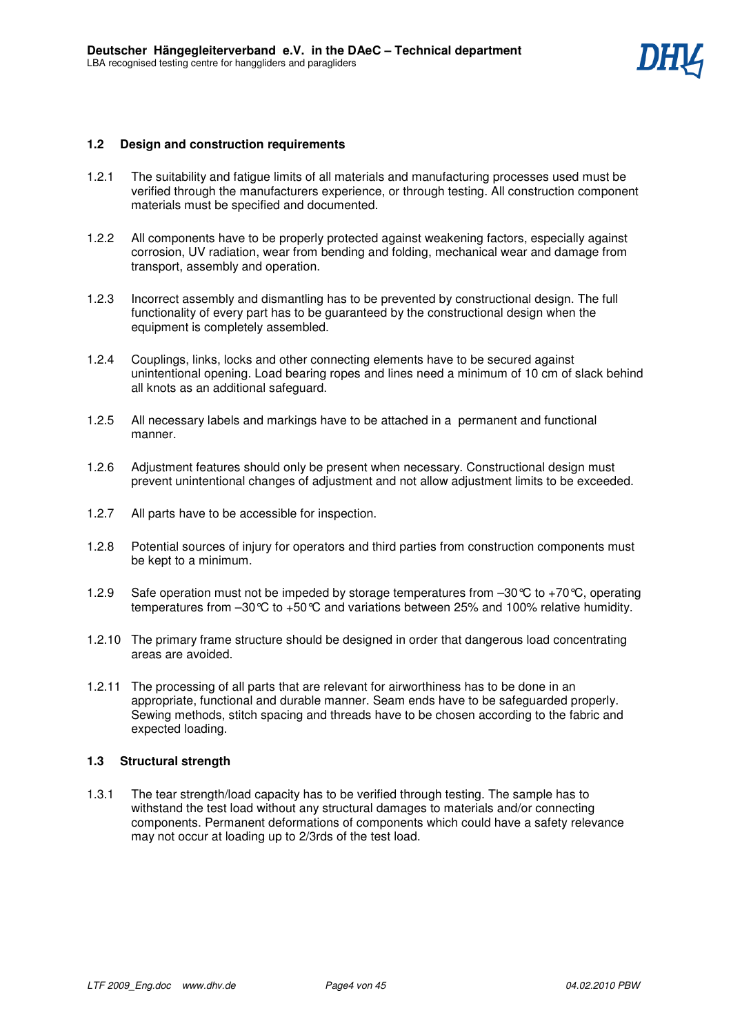## 1.2 Design and construction requirements

1.2.1 The suitability and fatigue limits of all materials and manufacturing processes used must be verified through the manufacturers experience, or through testing. All construction component materials must be specified and documented.

1.2.2 All components have to be properly protected against weakening factors, especially against corrosion, UV radiation, wear from bending and folding, mechanical wear and damage from transport, assembly and operation.

1.2.3 Incorrect assembly and dismantling has to be prevented by constructional design. The full functionality of every part has to be guaranteed by the constructional design when the equipment is completely assembled.

1.2.4 Couplings, links, locks and other connecting elements have to be secured against unintentional opening. Load bearing ropes and lines need a minimum of 10 cm of slack behind all knots as an additional safeguard.

1.2.5 All necessary labels and markings have to be attached in a permanent and functional manner.

1.2.6 Adjustment features should only be present when necessary. Constructional design must prevent unintentional changes of adjustment and not allow adjustment limits to be exceeded.

1.2.7 All parts have to be accessible for inspection.

1.2.8 Potential sources of injury for operators and third parties from construction components must be kept to a minimum.

1.2.9 Safe operation must not be impeded by storage temperatures from –30℃ to +70℃, operating temperatures from –30℃ to +50℃ and variations between 25% and 100% relative humidity.

1.2.10 The primary frame structure should be designed in order that dangerous load concentrating areas are avoided.

1.2.11 The processing of all parts that are relevant for airworthiness has to be done in an appropriate, functional and durable manner. Seam ends have to be safeguarded properly. Sewing methods, stitch spacing and threads have to be chosen according to the fabric and expected loading.

## 1.3 Structural strength

1.3.1 The tear strength/load capacity has to be verified through testing. The sample has to withstand the test load without any structural damages to materials and/or connecting components. Permanent deformations of components which could have a safety relevance may not occur at loading up to 2/3rds of the test load.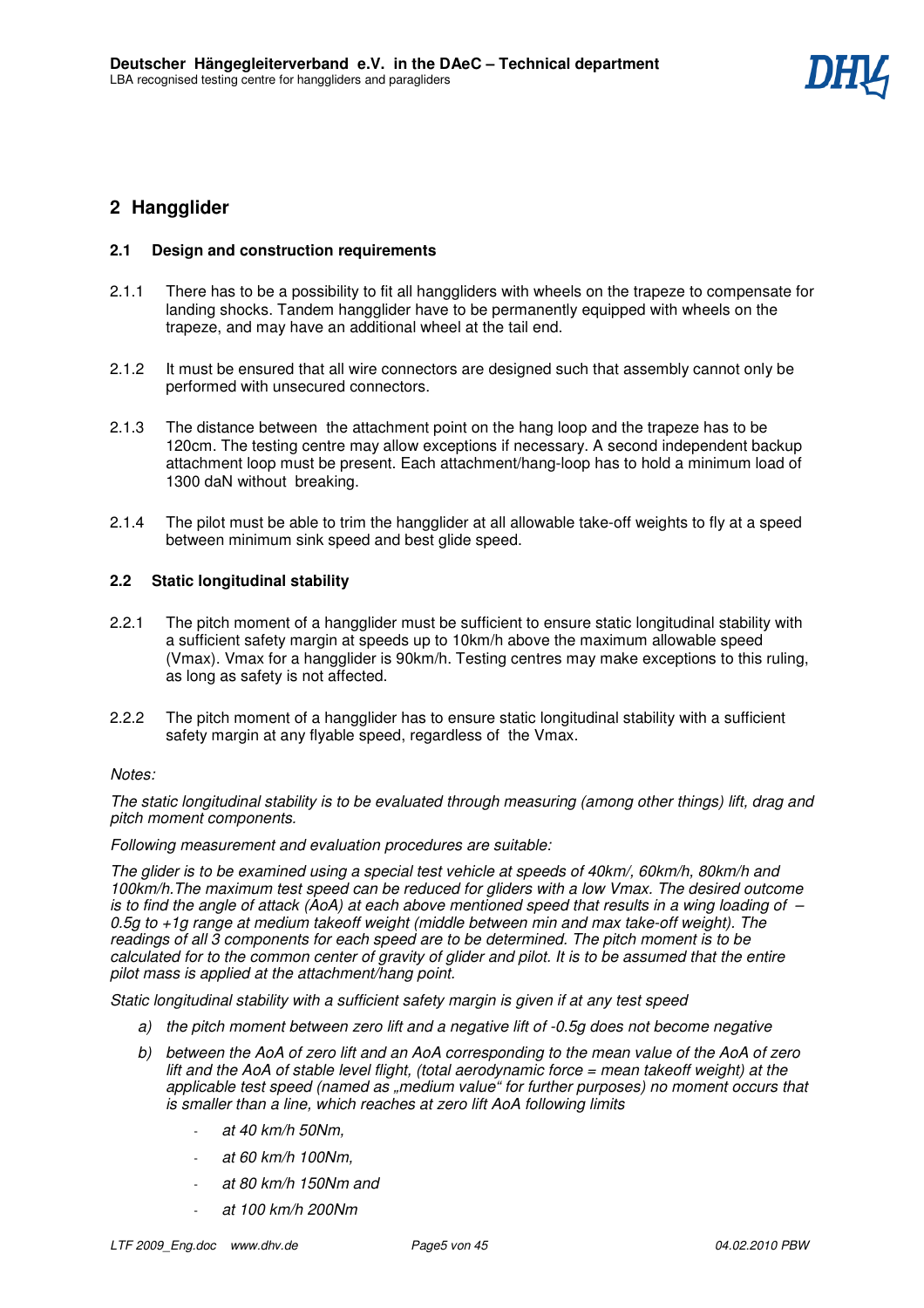# 2 Hangglider

## 2.1 Design and construction requirements

2.1.1 There has to be a possibility to fit all hanggliders with wheels on the trapeze to compensate for landing shocks. Tandem hangglider have to be permanently equipped with wheels on the trapeze, and may have an additional wheel at the tail end.

2.1.2 It must be ensured that all wire connectors are designed such that assembly cannot only be performed with unsecured connectors.

2.1.3 The distance between the attachment point on the hang loop and the trapeze has to be 120cm. The testing centre may allow exceptions if necessary. A second independent backup attachment loop must be present. Each attachment/hang-loop has to hold a minimum load of 1300 daN without breaking.

2.1.4 The pilot must be able to trim the hangglider at all allowable take-off weights to fly at a speed between minimum sink speed and best glide speed.

## 2.2 Static longitudinal stability

2.2.1 The pitch moment of a hangglider must be sufficient to ensure static longitudinal stability with a sufficient safety margin at speeds up to 10km/h above the maximum allowable speed (Vmax). Vmax for a hangglider is 90km/h. Testing centres may make exceptions to this ruling, as long as safety is not affected.

2.2.2 The pitch moment of a hangglider has to ensure static longitudinal stability with a sufficient safety margin at any flyable speed, regardless of the Vmax.

*Notes:*

*The static longitudinal stability is to be evaluated through measuring (among other things) lift, drag and pitch moment components.*

*Following measurement and evaluation procedures are suitable:*

*The glider is to be examined using a special test vehicle at speeds of 40km/, 60km/h, 80km/h and 100km/h.The maximum test speed can be reduced for gliders with a low Vmax. The desired outcome is to find the angle of attack (AoA) at each above mentioned speed that results in a wing loading of –0.5g to +1g range at medium takeoff weight (middle between min and max take-off weight). The readings of all 3 components for each speed are to be determined. The pitch moment is to be calculated for to the common center of gravity of glider and pilot. It is to be assumed that the entire pilot mass is applied at the attachment/hang point.*

*Static longitudinal stability with a sufficient safety margin is given if at any test speed*

a) *the pitch moment between zero lift and a negative lift of -0.5g does not become negative*

b) *between the AoA of zero lift and an AoA corresponding to the mean value of the AoA of zero lift and the AoA of stable level flight, (total aerodynamic force = mean takeoff weight) at the applicable test speed (named as „medium value" for further purposes) no moment occurs that is smaller than a line, which reaches at zero lift AoA following limits*

   - *at 40 km/h 50Nm,*
   - *at 60 km/h 100Nm,*
   - *at 80 km/h 150Nm and*
   - *at 100 km/h 200Nm*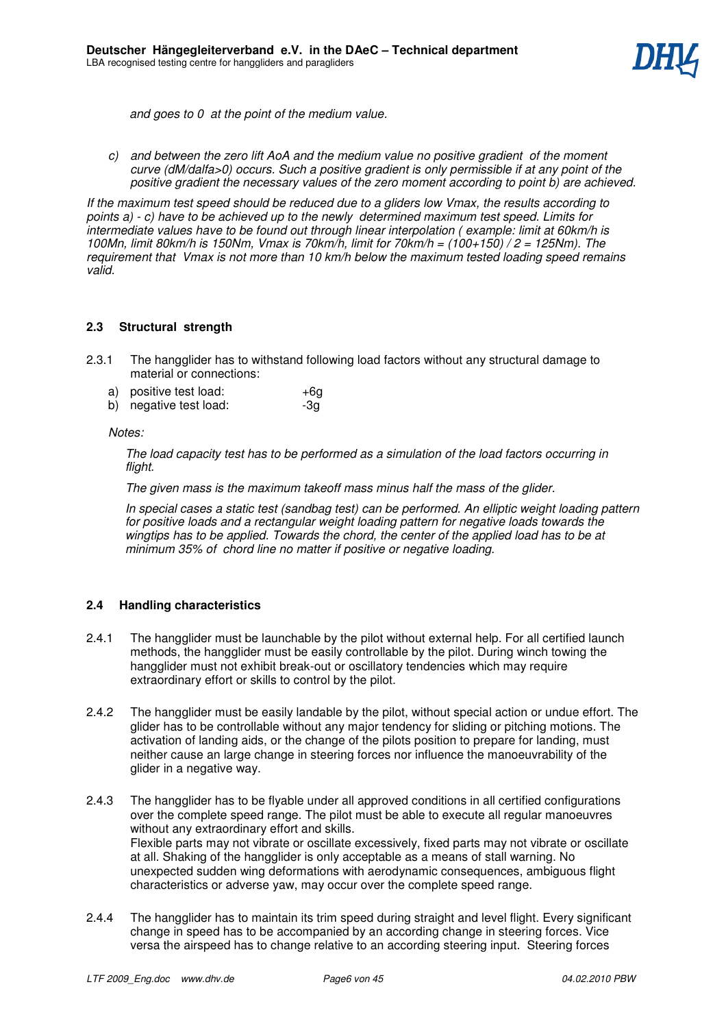*and goes to 0 at the point of the medium value.*

c) *and between the zero lift AoA and the medium value no positive gradient of the moment curve (dM/dalfa>0) occurs. Such a positive gradient is only permissible if at any point of the positive gradient the necessary values of the zero moment according to point b) are achieved.*

*If the maximum test speed should be reduced due to a gliders low Vmax, the results according to points a) - c) have to be achieved up to the newly determined maximum test speed. Limits for intermediate values have to be found out through linear interpolation ( example: limit at 60km/h is 100Mn, limit 80km/h is 150Nm, Vmax is 70km/h, limit for 70km/h = (100+150) / 2 = 125Nm). The requirement that Vmax is not more than 10 km/h below the maximum tested loading speed remains valid.*

### 2.3 Structural strength

2.3.1 The hangglider has to withstand following load factors without any structural damage to material or connections:

a) positive test load: +6g
b) negative test load: -3g

*Notes:*

*The load capacity test has to be performed as a simulation of the load factors occurring in flight.*

*The given mass is the maximum takeoff mass minus half the mass of the glider.*

*In special cases a static test (sandbag test) can be performed. An elliptic weight loading pattern for positive loads and a rectangular weight loading pattern for negative loads towards the wingtips has to be applied. Towards the chord, the center of the applied load has to be at minimum 35% of chord line no matter if positive or negative loading.*

### 2.4 Handling characteristics

2.4.1 The hangglider must be launchable by the pilot without external help. For all certified launch methods, the hangglider must be easily controllable by the pilot. During winch towing the hangglider must not exhibit break-out or oscillatory tendencies which may require extraordinary effort or skills to control by the pilot.

2.4.2 The hangglider must be easily landable by the pilot, without special action or undue effort. The glider has to be controllable without any major tendency for sliding or pitching motions. The activation of landing aids, or the change of the pilots position to prepare for landing, must neither cause an large change in steering forces nor influence the manoeuvrability of the glider in a negative way.

2.4.3 The hangglider has to be flyable under all approved conditions in all certified configurations over the complete speed range. The pilot must be able to execute all regular manoeuvres without any extraordinary effort and skills.
Flexible parts may not vibrate or oscillate excessively, fixed parts may not vibrate or oscillate at all. Shaking of the hangglider is only acceptable as a means of stall warning. No unexpected sudden wing deformations with aerodynamic consequences, ambiguous flight characteristics or adverse yaw, may occur over the complete speed range.

2.4.4 The hangglider has to maintain its trim speed during straight and level flight. Every significant change in speed has to be accompanied by an according change in steering forces. Vice versa the airspeed has to change relative to an according steering input. Steering forces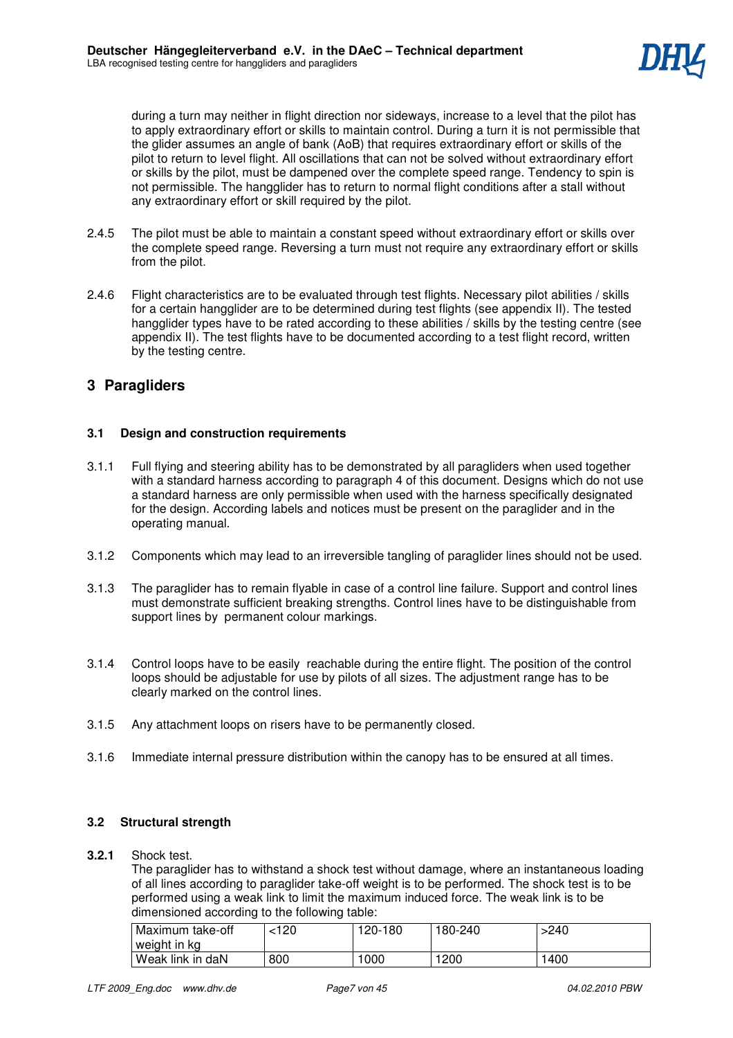during a turn may neither in flight direction nor sideways, increase to a level that the pilot has to apply extraordinary effort or skills to maintain control. During a turn it is not permissible that the glider assumes an angle of bank (AoB) that requires extraordinary effort or skills of the pilot to return to level flight. All oscillations that can not be solved without extraordinary effort or skills by the pilot, must be dampened over the complete speed range. Tendency to spin is not permissible. The hangglider has to return to normal flight conditions after a stall without any extraordinary effort or skill required by the pilot.

2.4.5 The pilot must be able to maintain a constant speed without extraordinary effort or skills over the complete speed range. Reversing a turn must not require any extraordinary effort or skills from the pilot.

2.4.6 Flight characteristics are to be evaluated through test flights. Necessary pilot abilities / skills for a certain hangglider are to be determined during test flights (see appendix II). The tested hangglider types have to be rated according to these abilities / skills by the testing centre (see appendix II). The test flights have to be documented according to a test flight record, written by the testing centre.

# 3 Paragliders

## 3.1 Design and construction requirements

3.1.1 Full flying and steering ability has to be demonstrated by all paragliders when used together with a standard harness according to paragraph 4 of this document. Designs which do not use a standard harness are only permissible when used with the harness specifically designated for the design. According labels and notices must be present on the paraglider and in the operating manual.

3.1.2 Components which may lead to an irreversible tangling of paraglider lines should not be used.

3.1.3 The paraglider has to remain flyable in case of a control line failure. Support and control lines must demonstrate sufficient breaking strengths. Control lines have to be distinguishable from support lines by permanent colour markings.

3.1.4 Control loops have to be easily reachable during the entire flight. The position of the control loops should be adjustable for use by pilots of all sizes. The adjustment range has to be clearly marked on the control lines.

3.1.5 Any attachment loops on risers have to be permanently closed.

3.1.6 Immediate internal pressure distribution within the canopy has to be ensured at all times.

## 3.2 Structural strength

**3.2.1** Shock test.
The paraglider has to withstand a shock test without damage, where an instantaneous loading of all lines according to paraglider take-off weight is to be performed. The shock test is to be performed using a weak link to limit the maximum induced force. The weak link is to be dimensioned according to the following table:

| Maximum take-off weight in kg | <120 | 120-180 | 180-240 | >240 |
|---|---|---|---|---|
| Weak link in daN | 800 | 1000 | 1200 | 1400 |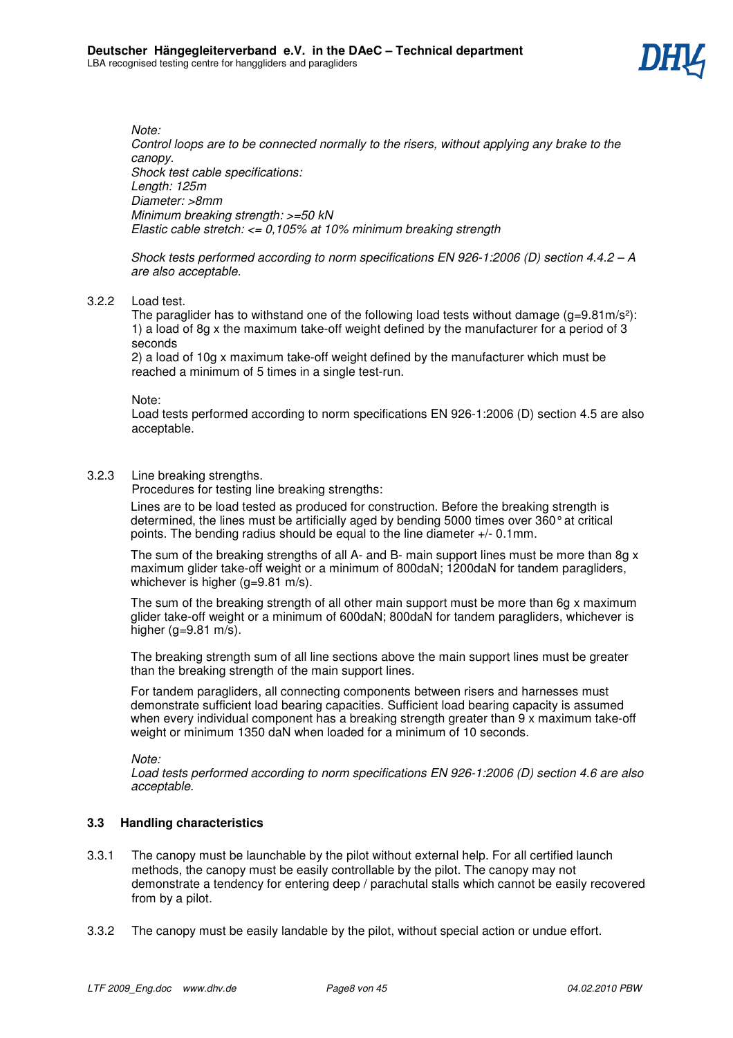*Note:*
*Control loops are to be connected normally to the risers, without applying any brake to the canopy.*
*Shock test cable specifications:*
*Length: 125m*
*Diameter: >8mm*
*Minimum breaking strength: >=50 kN*
*Elastic cable stretch: <= 0,105% at 10% minimum breaking strength*

*Shock tests performed according to norm specifications EN 926-1:2006 (D) section 4.4.2 – A are also acceptable.*

3.2.2 Load test.
The paraglider has to withstand one of the following load tests without damage ($g=9.81 m/s^2$):
1) a load of 8g x the maximum take-off weight defined by the manufacturer for a period of 3 seconds
2) a load of 10g x maximum take-off weight defined by the manufacturer which must be reached a minimum of 5 times in a single test-run.

Note:
Load tests performed according to norm specifications EN 926-1:2006 (D) section 4.5 are also acceptable.

3.2.3 Line breaking strengths.
Procedures for testing line breaking strengths:

Lines are to be load tested as produced for construction. Before the breaking strength is determined, the lines must be artificially aged by bending 5000 times over 360° at critical points. The bending radius should be equal to the line diameter +/- 0.1mm.

The sum of the breaking strengths of all A- and B- main support lines must be more than 8g x maximum glider take-off weight or a minimum of 800daN; 1200daN for tandem paragliders, whichever is higher (g=9.81 m/s).

The sum of the breaking strength of all other main support must be more than 6g x maximum glider take-off weight or a minimum of 600daN; 800daN for tandem paragliders, whichever is higher (g=9.81 m/s).

The breaking strength sum of all line sections above the main support lines must be greater than the breaking strength of the main support lines.

For tandem paragliders, all connecting components between risers and harnesses must demonstrate sufficient load bearing capacities. Sufficient load bearing capacity is assumed when every individual component has a breaking strength greater than 9 x maximum take-off weight or minimum 1350 daN when loaded for a minimum of 10 seconds.

*Note:*
*Load tests performed according to norm specifications EN 926-1:2006 (D) section 4.6 are also acceptable.*

### 3.3 Handling characteristics

3.3.1 The canopy must be launchable by the pilot without external help. For all certified launch methods, the canopy must be easily controllable by the pilot. The canopy may not demonstrate a tendency for entering deep / parachutal stalls which cannot be easily recovered from by a pilot.

3.3.2 The canopy must be easily landable by the pilot, without special action or undue effort.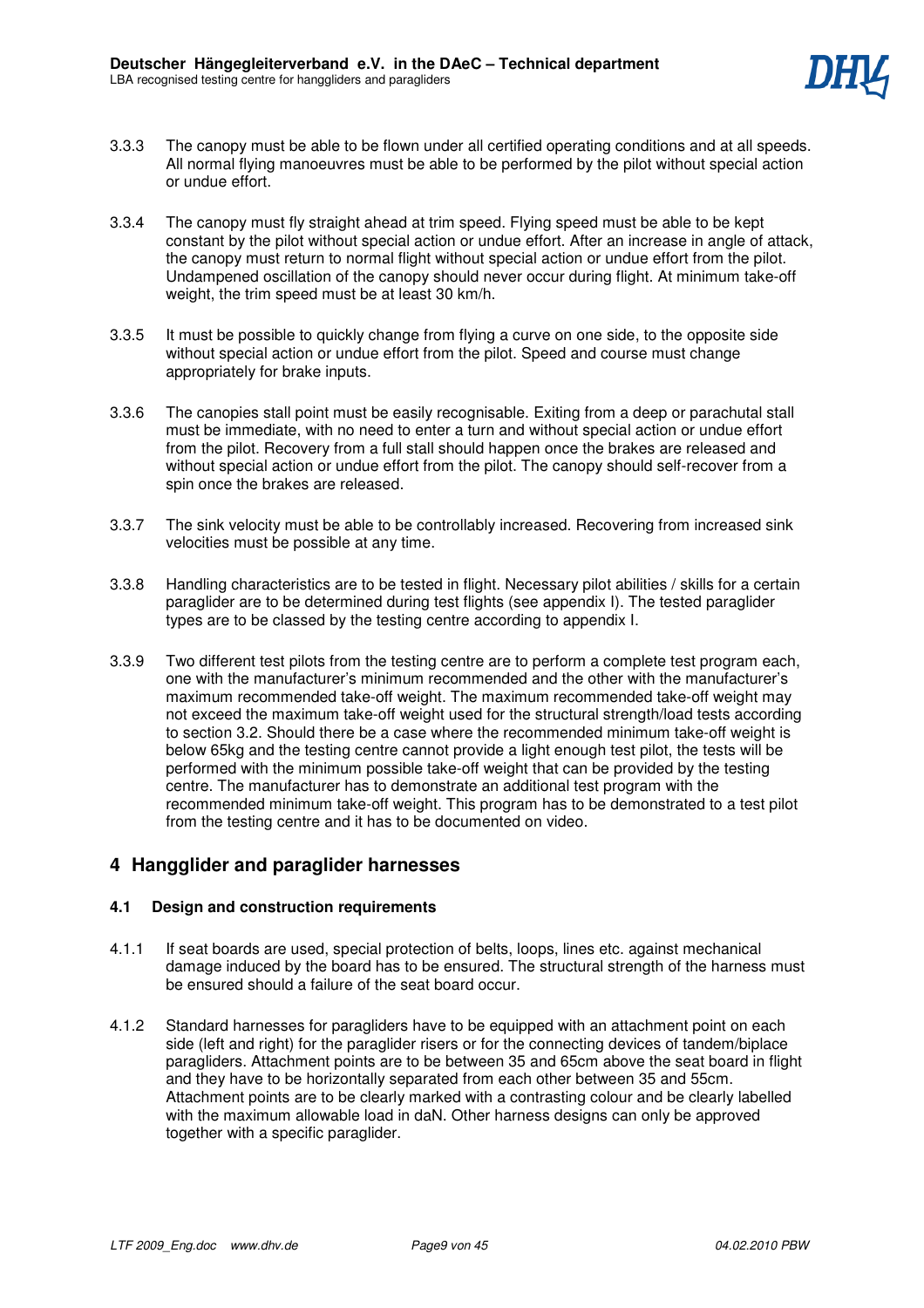3.3.3 The canopy must be able to be flown under all certified operating conditions and at all speeds. All normal flying manoeuvres must be able to be performed by the pilot without special action or undue effort.

3.3.4 The canopy must fly straight ahead at trim speed. Flying speed must be able to be kept constant by the pilot without special action or undue effort. After an increase in angle of attack, the canopy must return to normal flight without special action or undue effort from the pilot. Undampened oscillation of the canopy should never occur during flight. At minimum take-off weight, the trim speed must be at least 30 km/h.

3.3.5 It must be possible to quickly change from flying a curve on one side, to the opposite side without special action or undue effort from the pilot. Speed and course must change appropriately for brake inputs.

3.3.6 The canopies stall point must be easily recognisable. Exiting from a deep or parachutal stall must be immediate, with no need to enter a turn and without special action or undue effort from the pilot. Recovery from a full stall should happen once the brakes are released and without special action or undue effort from the pilot. The canopy should self-recover from a spin once the brakes are released.

3.3.7 The sink velocity must be able to be controllably increased. Recovering from increased sink velocities must be possible at any time.

3.3.8 Handling characteristics are to be tested in flight. Necessary pilot abilities / skills for a certain paraglider are to be determined during test flights (see appendix I). The tested paraglider types are to be classed by the testing centre according to appendix I.

3.3.9 Two different test pilots from the testing centre are to perform a complete test program each, one with the manufacturer's minimum recommended and the other with the manufacturer's maximum recommended take-off weight. The maximum recommended take-off weight may not exceed the maximum take-off weight used for the structural strength/load tests according to section 3.2. Should there be a case where the recommended minimum take-off weight is below 65kg and the testing centre cannot provide a light enough test pilot, the tests will be performed with the minimum possible take-off weight that can be provided by the testing centre. The manufacturer has to demonstrate an additional test program with the recommended minimum take-off weight. This program has to be demonstrated to a test pilot from the testing centre and it has to be documented on video.

## 4 Hangglider and paraglider harnesses

### 4.1 Design and construction requirements

4.1.1 If seat boards are used, special protection of belts, loops, lines etc. against mechanical damage induced by the board has to be ensured. The structural strength of the harness must be ensured should a failure of the seat board occur.

4.1.2 Standard harnesses for paragliders have to be equipped with an attachment point on each side (left and right) for the paraglider risers or for the connecting devices of tandem/biplace paragliders. Attachment points are to be between 35 and 65cm above the seat board in flight and they have to be horizontally separated from each other between 35 and 55cm. Attachment points are to be clearly marked with a contrasting colour and be clearly labelled with the maximum allowable load in daN. Other harness designs can only be approved together with a specific paraglider.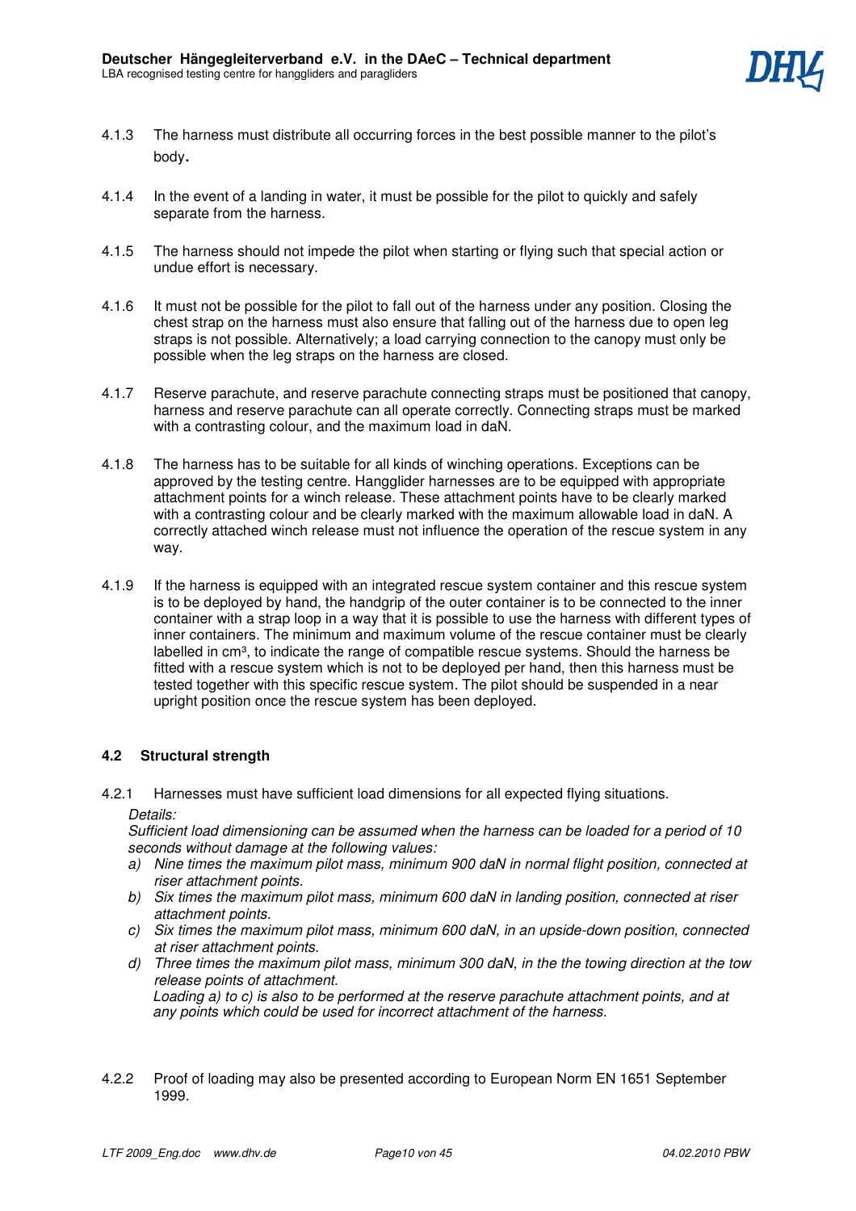4.1.3 The harness must distribute all occurring forces in the best possible manner to the pilot's body.

4.1.4 In the event of a landing in water, it must be possible for the pilot to quickly and safely separate from the harness.

4.1.5 The harness should not impede the pilot when starting or flying such that special action or undue effort is necessary.

4.1.6 It must not be possible for the pilot to fall out of the harness under any position. Closing the chest strap on the harness must also ensure that falling out of the harness due to open leg straps is not possible. Alternatively; a load carrying connection to the canopy must only be possible when the leg straps on the harness are closed.

4.1.7 Reserve parachute, and reserve parachute connecting straps must be positioned that canopy, harness and reserve parachute can all operate correctly. Connecting straps must be marked with a contrasting colour, and the maximum load in daN.

4.1.8 The harness has to be suitable for all kinds of winching operations. Exceptions can be approved by the testing centre. Hangglider harnesses are to be equipped with appropriate attachment points for a winch release. These attachment points have to be clearly marked with a contrasting colour and be clearly marked with the maximum allowable load in daN. A correctly attached winch release must not influence the operation of the rescue system in any way.

4.1.9 If the harness is equipped with an integrated rescue system container and this rescue system is to be deployed by hand, the handgrip of the outer container is to be connected to the inner container with a strap loop in a way that it is possible to use the harness with different types of inner containers. The minimum and maximum volume of the rescue container must be clearly labelled in cm³, to indicate the range of compatible rescue systems. Should the harness be fitted with a rescue system which is not to be deployed per hand, then this harness must be tested together with this specific rescue system. The pilot should be suspended in a near upright position once the rescue system has been deployed.

### 4.2 Structural strength

4.2.1 Harnesses must have sufficient load dimensions for all expected flying situations.

*Details:*
*Sufficient load dimensioning can be assumed when the harness can be loaded for a period of 10 seconds without damage at the following values:*

a) *Nine times the maximum pilot mass, minimum 900 daN in normal flight position, connected at riser attachment points.*
b) *Six times the maximum pilot mass, minimum 600 daN in landing position, connected at riser attachment points.*
c) *Six times the maximum pilot mass, minimum 600 daN, in an upside-down position, connected at riser attachment points.*
d) *Three times the maximum pilot mass, minimum 300 daN, in the the towing direction at the tow release points of attachment.*

*Loading a) to c) is also to be performed at the reserve parachute attachment points, and at any points which could be used for incorrect attachment of the harness.*

4.2.2 Proof of loading may also be presented according to European Norm EN 1651 September 1999.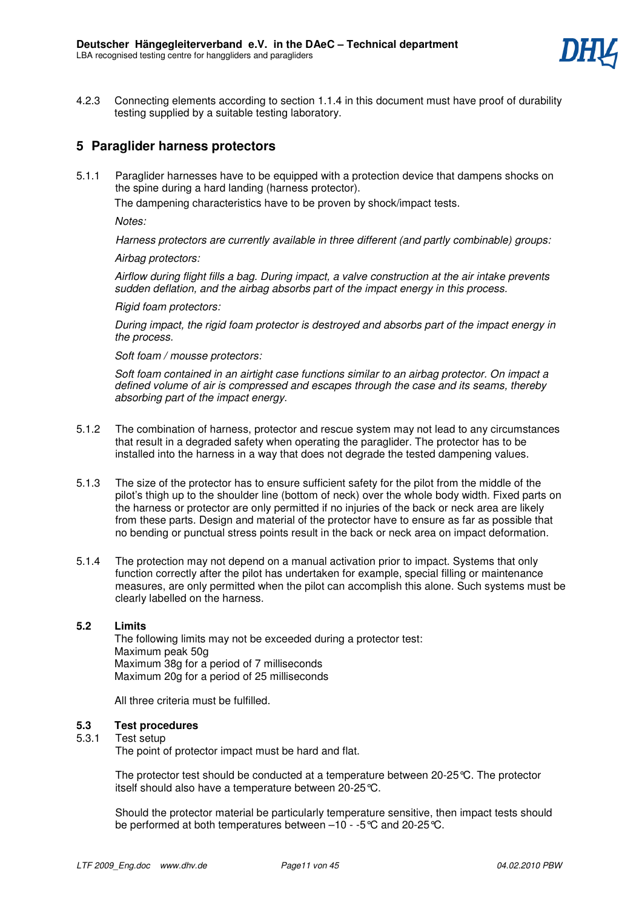4.2.3 Connecting elements according to section 1.1.4 in this document must have proof of durability testing supplied by a suitable testing laboratory.

## 5 Paraglider harness protectors

5.1.1 Paraglider harnesses have to be equipped with a protection device that dampens shocks on the spine during a hard landing (harness protector).

The dampening characteristics have to be proven by shock/impact tests.

*Notes:*

*Harness protectors are currently available in three different (and partly combinable) groups:*

*Airbag protectors:*

*Airflow during flight fills a bag. During impact, a valve construction at the air intake prevents sudden deflation, and the airbag absorbs part of the impact energy in this process.*

*Rigid foam protectors:*

*During impact, the rigid foam protector is destroyed and absorbs part of the impact energy in the process.*

*Soft foam / mousse protectors:*

*Soft foam contained in an airtight case functions similar to an airbag protector. On impact a defined volume of air is compressed and escapes through the case and its seams, thereby absorbing part of the impact energy.*

5.1.2 The combination of harness, protector and rescue system may not lead to any circumstances that result in a degraded safety when operating the paraglider. The protector has to be installed into the harness in a way that does not degrade the tested dampening values.

5.1.3 The size of the protector has to ensure sufficient safety for the pilot from the middle of the pilot's thigh up to the shoulder line (bottom of neck) over the whole body width. Fixed parts on the harness or protector are only permitted if no injuries of the back or neck area are likely from these parts. Design and material of the protector have to ensure as far as possible that no bending or punctual stress points result in the back or neck area on impact deformation.

5.1.4 The protection may not depend on a manual activation prior to impact. Systems that only function correctly after the pilot has undertaken for example, special filling or maintenance measures, are only permitted when the pilot can accomplish this alone. Such systems must be clearly labelled on the harness.

### 5.2 Limits

The following limits may not be exceeded during a protector test:
Maximum peak 50g
Maximum 38g for a period of 7 milliseconds
Maximum 20g for a period of 25 milliseconds

All three criteria must be fulfilled.

### 5.3 Test procedures

5.3.1 Test setup

The point of protector impact must be hard and flat.

The protector test should be conducted at a temperature between 20-25℃. The protector itself should also have a temperature between 20-25℃.

Should the protector material be particularly temperature sensitive, then impact tests should be performed at both temperatures between –10 - -5℃ and 20-25℃.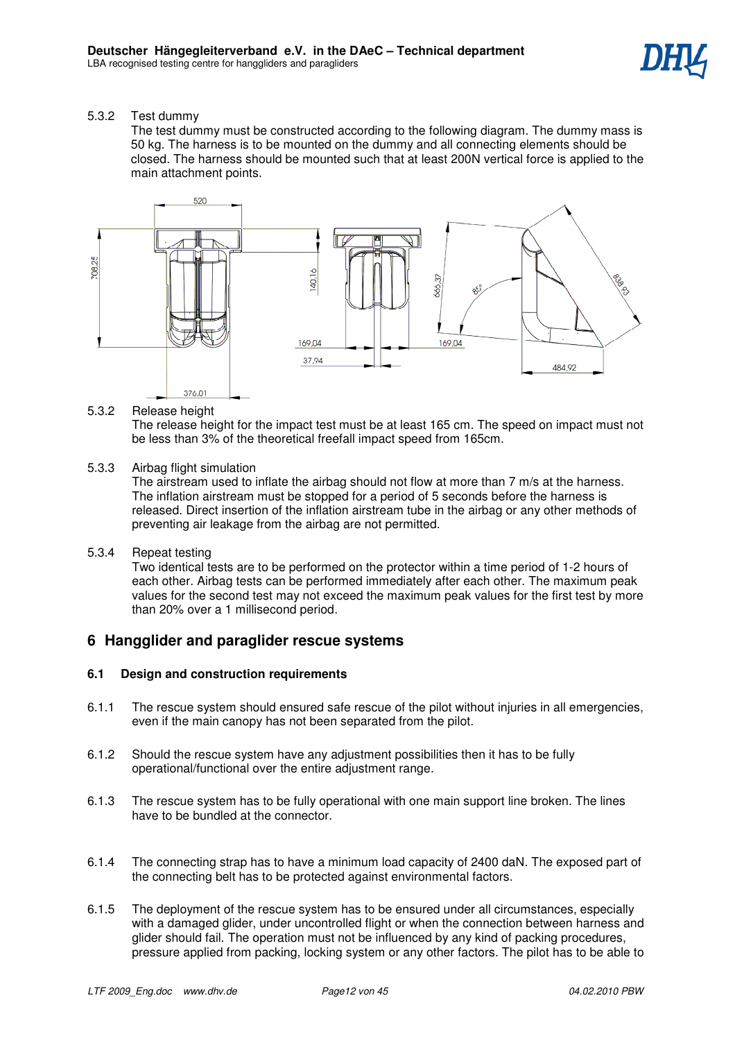5.3.2 Test dummy

The test dummy must be constructed according to the following diagram. The dummy mass is 50 kg. The harness is to be mounted on the dummy and all connecting elements should be closed. The harness should be mounted such that at least 200N vertical force is applied to the main attachment points.

5.3.2 Release height

The release height for the impact test must be at least 165 cm. The speed on impact must not be less than 3% of the theoretical freefall impact speed from 165cm.

5.3.3 Airbag flight simulation

The airstream used to inflate the airbag should not flow at more than 7 m/s at the harness. The inflation airstream must be stopped for a period of 5 seconds before the harness is released. Direct insertion of the inflation airstream tube in the airbag or any other methods of preventing air leakage from the airbag are not permitted.

5.3.4 Repeat testing

Two identical tests are to be performed on the protector within a time period of 1-2 hours of each other. Airbag tests can be performed immediately after each other. The maximum peak values for the second test may not exceed the maximum peak values for the first test by more than 20% over a 1 millisecond period.

# 6 Hangglider and paraglider rescue systems

## 6.1 Design and construction requirements

6.1.1 The rescue system should ensured safe rescue of the pilot without injuries in all emergencies, even if the main canopy has not been separated from the pilot.

6.1.2 Should the rescue system have any adjustment possibilities then it has to be fully operational/functional over the entire adjustment range.

6.1.3 The rescue system has to be fully operational with one main support line broken. The lines have to be bundled at the connector.

6.1.4 The connecting strap has to have a minimum load capacity of 2400 daN. The exposed part of the connecting belt has to be protected against environmental factors.

6.1.5 The deployment of the rescue system has to be ensured under all circumstances, especially with a damaged glider, under uncontrolled flight or when the connection between harness and glider should fail. The operation must not be influenced by any kind of packing procedures, pressure applied from packing, locking system or any other factors. The pilot has to be able to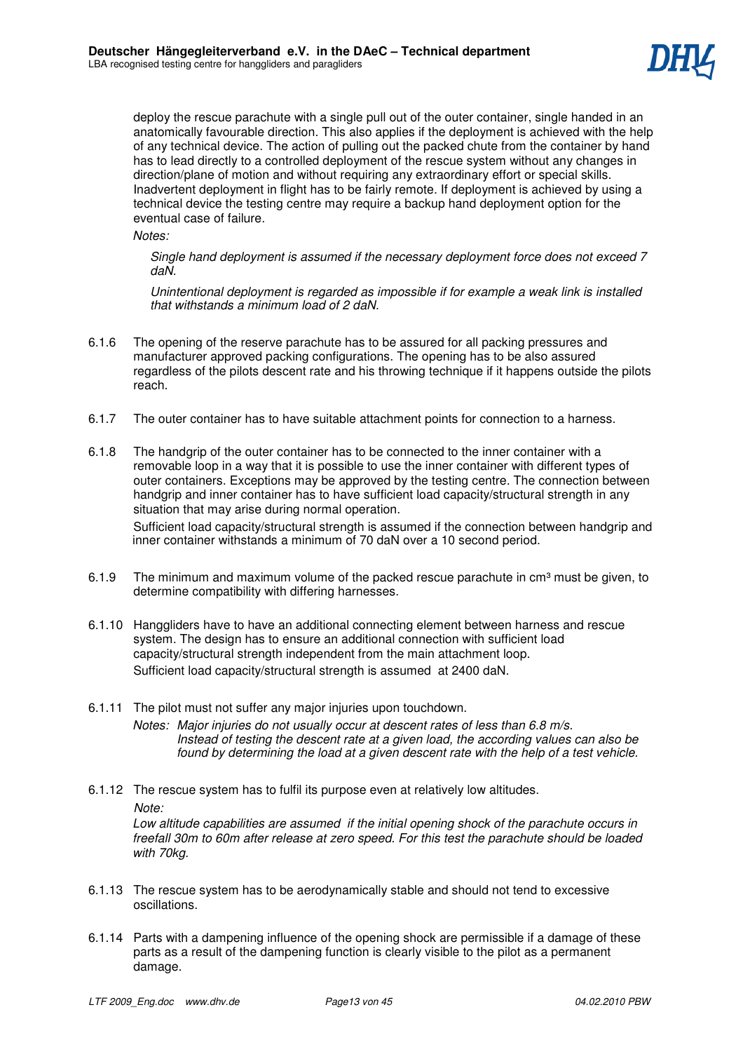deploy the rescue parachute with a single pull out of the outer container, single handed in an anatomically favourable direction. This also applies if the deployment is achieved with the help of any technical device. The action of pulling out the packed chute from the container by hand has to lead directly to a controlled deployment of the rescue system without any changes in direction/plane of motion and without requiring any extraordinary effort or special skills. Inadvertent deployment in flight has to be fairly remote. If deployment is achieved by using a technical device the testing centre may require a backup hand deployment option for the eventual case of failure.

*Notes:*

*Single hand deployment is assumed if the necessary deployment force does not exceed 7 daN.*

*Unintentional deployment is regarded as impossible if for example a weak link is installed that withstands a minimum load of 2 daN.*

6.1.6 The opening of the reserve parachute has to be assured for all packing pressures and manufacturer approved packing configurations. The opening has to be also assured regardless of the pilots descent rate and his throwing technique if it happens outside the pilots reach.

6.1.7 The outer container has to have suitable attachment points for connection to a harness.

6.1.8 The handgrip of the outer container has to be connected to the inner container with a removable loop in a way that it is possible to use the inner container with different types of outer containers. Exceptions may be approved by the testing centre. The connection between handgrip and inner container has to have sufficient load capacity/structural strength in any situation that may arise during normal operation.

Sufficient load capacity/structural strength is assumed if the connection between handgrip and inner container withstands a minimum of 70 daN over a 10 second period.

6.1.9 The minimum and maximum volume of the packed rescue parachute in cm³ must be given, to determine compatibility with differing harnesses.

6.1.10 Hanggliders have to have an additional connecting element between harness and rescue system. The design has to ensure an additional connection with sufficient load capacity/structural strength independent from the main attachment loop.

Sufficient load capacity/structural strength is assumed at 2400 daN.

6.1.11 The pilot must not suffer any major injuries upon touchdown.

*Notes: Major injuries do not usually occur at descent rates of less than 6.8 m/s. Instead of testing the descent rate at a given load, the according values can also be found by determining the load at a given descent rate with the help of a test vehicle.*

6.1.12 The rescue system has to fulfil its purpose even at relatively low altitudes.

*Note:*

*Low altitude capabilities are assumed if the initial opening shock of the parachute occurs in freefall 30m to 60m after release at zero speed. For this test the parachute should be loaded with 70kg.*

6.1.13 The rescue system has to be aerodynamically stable and should not tend to excessive oscillations.

6.1.14 Parts with a dampening influence of the opening shock are permissible if a damage of these parts as a result of the dampening function is clearly visible to the pilot as a permanent damage.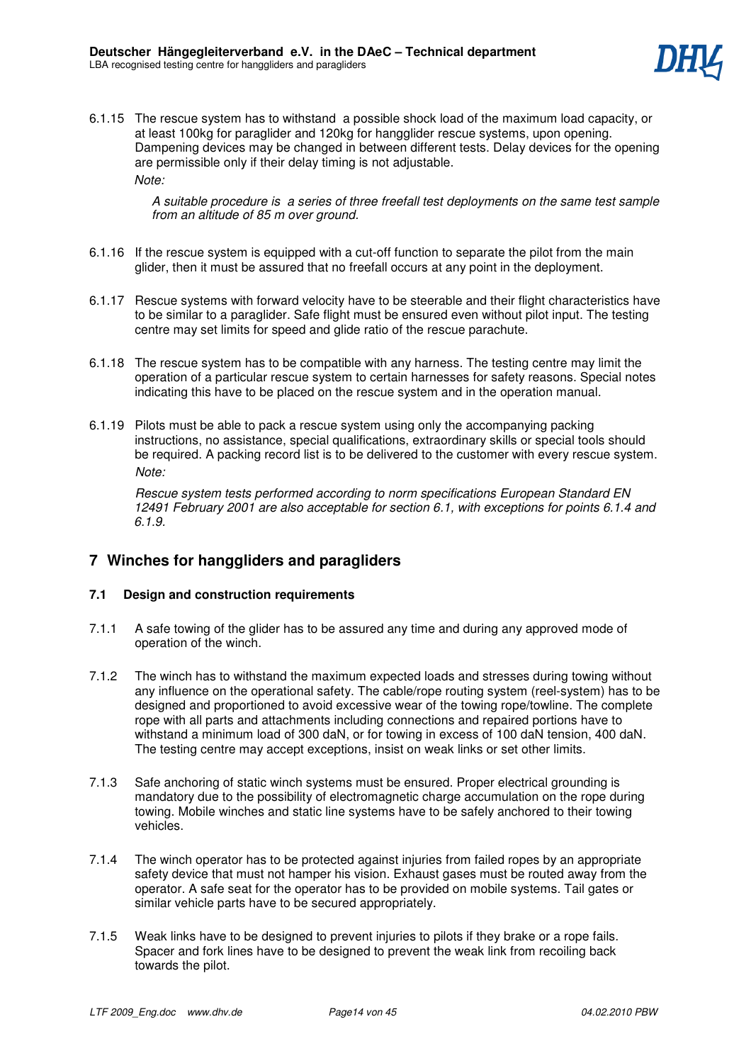6.1.15 The rescue system has to withstand a possible shock load of the maximum load capacity, or at least 100kg for paraglider and 120kg for hangglider rescue systems, upon opening. Dampening devices may be changed in between different tests. Delay devices for the opening are permissible only if their delay timing is not adjustable.

*Note:*

*A suitable procedure is a series of three freefall test deployments on the same test sample from an altitude of 85 m over ground.*

6.1.16 If the rescue system is equipped with a cut-off function to separate the pilot from the main glider, then it must be assured that no freefall occurs at any point in the deployment.

6.1.17 Rescue systems with forward velocity have to be steerable and their flight characteristics have to be similar to a paraglider. Safe flight must be ensured even without pilot input. The testing centre may set limits for speed and glide ratio of the rescue parachute.

6.1.18 The rescue system has to be compatible with any harness. The testing centre may limit the operation of a particular rescue system to certain harnesses for safety reasons. Special notes indicating this have to be placed on the rescue system and in the operation manual.

6.1.19 Pilots must be able to pack a rescue system using only the accompanying packing instructions, no assistance, special qualifications, extraordinary skills or special tools should be required. A packing record list is to be delivered to the customer with every rescue system.

*Note:*

*Rescue system tests performed according to norm specifications European Standard EN 12491 February 2001 are also acceptable for section 6.1, with exceptions for points 6.1.4 and 6.1.9.*

## 7 Winches for hanggliders and paragliders

### 7.1 Design and construction requirements

7.1.1 A safe towing of the glider has to be assured any time and during any approved mode of operation of the winch.

7.1.2 The winch has to withstand the maximum expected loads and stresses during towing without any influence on the operational safety. The cable/rope routing system (reel-system) has to be designed and proportioned to avoid excessive wear of the towing rope/towline. The complete rope with all parts and attachments including connections and repaired portions have to withstand a minimum load of 300 daN, or for towing in excess of 100 daN tension, 400 daN. The testing centre may accept exceptions, insist on weak links or set other limits.

7.1.3 Safe anchoring of static winch systems must be ensured. Proper electrical grounding is mandatory due to the possibility of electromagnetic charge accumulation on the rope during towing. Mobile winches and static line systems have to be safely anchored to their towing vehicles.

7.1.4 The winch operator has to be protected against injuries from failed ropes by an appropriate safety device that must not hamper his vision. Exhaust gases must be routed away from the operator. A safe seat for the operator has to be provided on mobile systems. Tail gates or similar vehicle parts have to be secured appropriately.

7.1.5 Weak links have to be designed to prevent injuries to pilots if they brake or a rope fails. Spacer and fork lines have to be designed to prevent the weak link from recoiling back towards the pilot.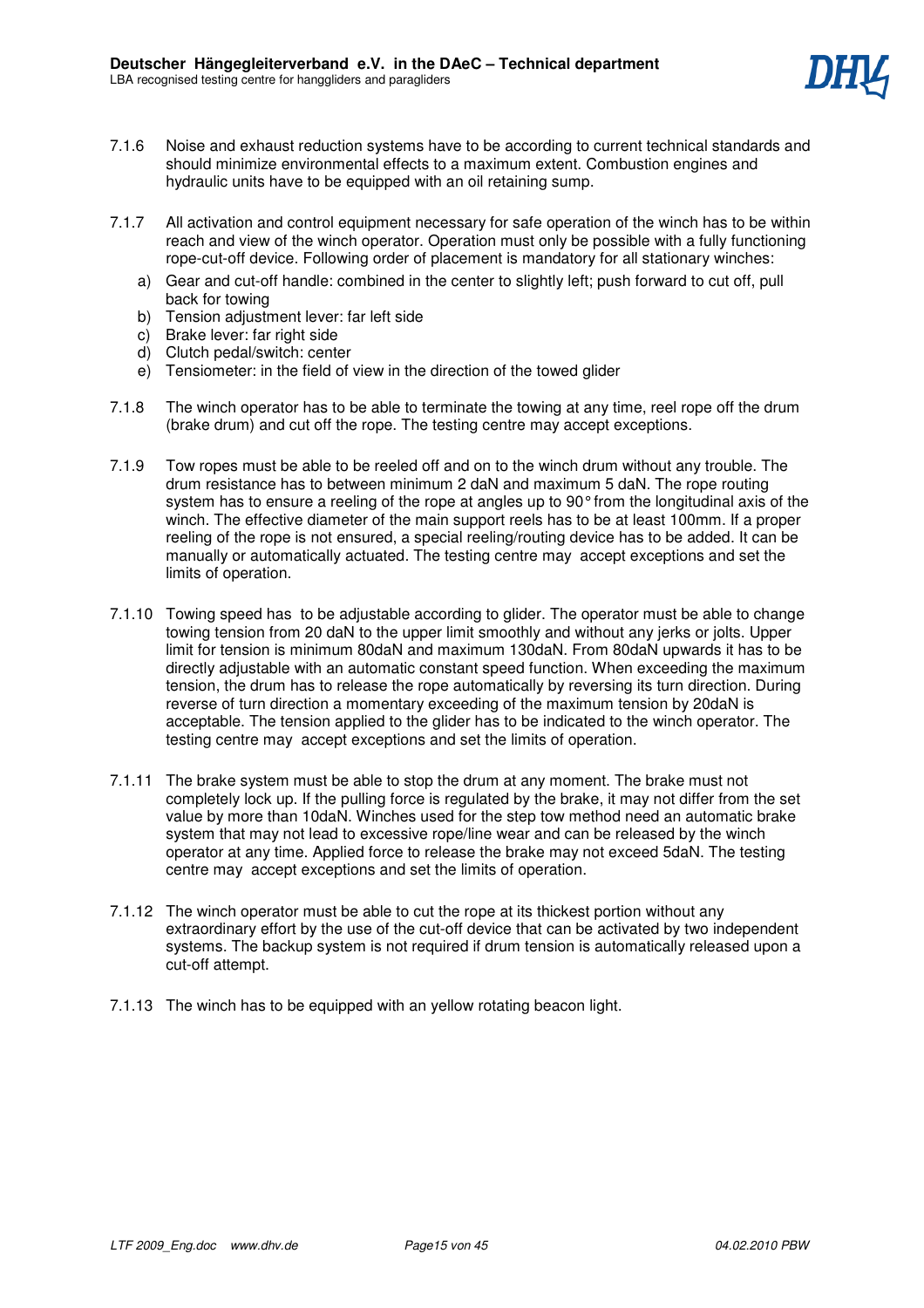7.1.6 Noise and exhaust reduction systems have to be according to current technical standards and should minimize environmental effects to a maximum extent. Combustion engines and hydraulic units have to be equipped with an oil retaining sump.

7.1.7 All activation and control equipment necessary for safe operation of the winch has to be within reach and view of the winch operator. Operation must only be possible with a fully functioning rope-cut-off device. Following order of placement is mandatory for all stationary winches:

a) Gear and cut-off handle: combined in the center to slightly left; push forward to cut off, pull back for towing
b) Tension adjustment lever: far left side
c) Brake lever: far right side
d) Clutch pedal/switch: center
e) Tensiometer: in the field of view in the direction of the towed glider

7.1.8 The winch operator has to be able to terminate the towing at any time, reel rope off the drum (brake drum) and cut off the rope. The testing centre may accept exceptions.

7.1.9 Tow ropes must be able to be reeled off and on to the winch drum without any trouble. The drum resistance has to between minimum 2 daN and maximum 5 daN. The rope routing system has to ensure a reeling of the rope at angles up to 90° from the longitudinal axis of the winch. The effective diameter of the main support reels has to be at least 100mm. If a proper reeling of the rope is not ensured, a special reeling/routing device has to be added. It can be manually or automatically actuated. The testing centre may accept exceptions and set the limits of operation.

7.1.10 Towing speed has to be adjustable according to glider. The operator must be able to change towing tension from 20 daN to the upper limit smoothly and without any jerks or jolts. Upper limit for tension is minimum 80daN and maximum 130daN. From 80daN upwards it has to be directly adjustable with an automatic constant speed function. When exceeding the maximum tension, the drum has to release the rope automatically by reversing its turn direction. During reverse of turn direction a momentary exceeding of the maximum tension by 20daN is acceptable. The tension applied to the glider has to be indicated to the winch operator. The testing centre may accept exceptions and set the limits of operation.

7.1.11 The brake system must be able to stop the drum at any moment. The brake must not completely lock up. If the pulling force is regulated by the brake, it may not differ from the set value by more than 10daN. Winches used for the step tow method need an automatic brake system that may not lead to excessive rope/line wear and can be released by the winch operator at any time. Applied force to release the brake may not exceed 5daN. The testing centre may accept exceptions and set the limits of operation.

7.1.12 The winch operator must be able to cut the rope at its thickest portion without any extraordinary effort by the use of the cut-off device that can be activated by two independent systems. The backup system is not required if drum tension is automatically released upon a cut-off attempt.

7.1.13 The winch has to be equipped with an yellow rotating beacon light.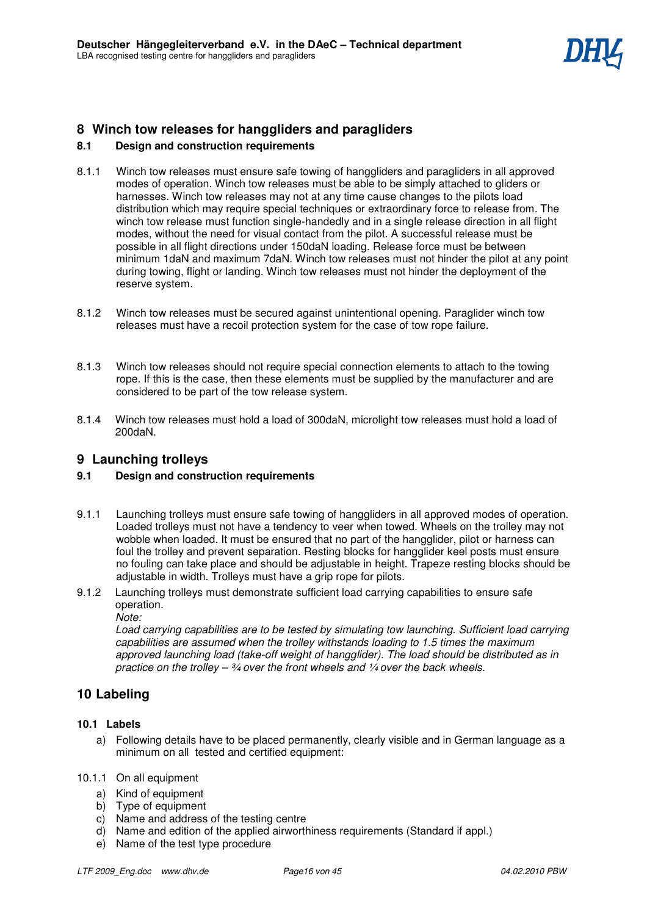# 8 Winch tow releases for hanggliders and paragliders

## 8.1 Design and construction requirements

8.1.1 Winch tow releases must ensure safe towing of hanggliders and paragliders in all approved modes of operation. Winch tow releases must be able to be simply attached to gliders or harnesses. Winch tow releases may not at any time cause changes to the pilots load distribution which may require special techniques or extraordinary force to release from. The winch tow release must function single-handedly and in a single release direction in all flight modes, without the need for visual contact from the pilot. A successful release must be possible in all flight directions under 150daN loading. Release force must be between minimum 1daN and maximum 7daN. Winch tow releases must not hinder the pilot at any point during towing, flight or landing. Winch tow releases must not hinder the deployment of the reserve system.

8.1.2 Winch tow releases must be secured against unintentional opening. Paraglider winch tow releases must have a recoil protection system for the case of tow rope failure.

8.1.3 Winch tow releases should not require special connection elements to attach to the towing rope. If this is the case, then these elements must be supplied by the manufacturer and are considered to be part of the tow release system.

8.1.4 Winch tow releases must hold a load of 300daN, microlight tow releases must hold a load of 200daN.

# 9 Launching trolleys

## 9.1 Design and construction requirements

9.1.1 Launching trolleys must ensure safe towing of hanggliders in all approved modes of operation. Loaded trolleys must not have a tendency to veer when towed. Wheels on the trolley may not wobble when loaded. It must be ensured that no part of the hangglider, pilot or harness can foul the trolley and prevent separation. Resting blocks for hangglider keel posts must ensure no fouling can take place and should be adjustable in height. Trapeze resting blocks should be adjustable in width. Trolleys must have a grip rope for pilots.

9.1.2 Launching trolleys must demonstrate sufficient load carrying capabilities to ensure safe operation.
*Note:*
*Load carrying capabilities are to be tested by simulating tow launching. Sufficient load carrying capabilities are assumed when the trolley withstands loading to 1.5 times the maximum approved launching load (take-off weight of hangglider). The load should be distributed as in practice on the trolley – ¾ over the front wheels and ¼ over the back wheels.*

# 10 Labeling

### 10.1 Labels

a) Following details have to be placed permanently, clearly visible and in German language as a minimum on all tested and certified equipment:

10.1.1 On all equipment

a) Kind of equipment
b) Type of equipment
c) Name and address of the testing centre
d) Name and edition of the applied airworthiness requirements (Standard if appl.)
e) Name of the test type procedure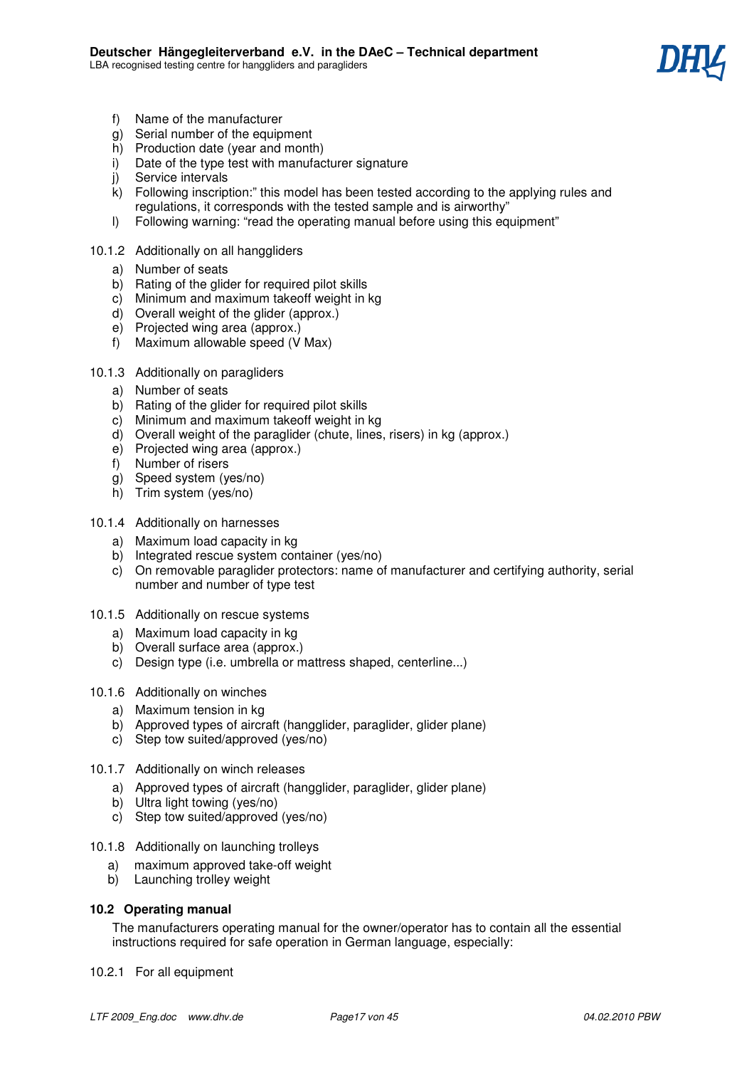f) Name of the manufacturer
g) Serial number of the equipment
h) Production date (year and month)
i) Date of the type test with manufacturer signature
j) Service intervals
k) Following inscription:" this model has been tested according to the applying rules and regulations, it corresponds with the tested sample and is airworthy"
l) Following warning: "read the operating manual before using this equipment"

10.1.2 Additionally on all hanggliders

a) Number of seats
b) Rating of the glider for required pilot skills
c) Minimum and maximum takeoff weight in kg
d) Overall weight of the glider (approx.)
e) Projected wing area (approx.)
f) Maximum allowable speed (V Max)

10.1.3 Additionally on paragliders

a) Number of seats
b) Rating of the glider for required pilot skills
c) Minimum and maximum takeoff weight in kg
d) Overall weight of the paraglider (chute, lines, risers) in kg (approx.)
e) Projected wing area (approx.)
f) Number of risers
g) Speed system (yes/no)
h) Trim system (yes/no)

10.1.4 Additionally on harnesses

a) Maximum load capacity in kg
b) Integrated rescue system container (yes/no)
c) On removable paraglider protectors: name of manufacturer and certifying authority, serial number and number of type test

10.1.5 Additionally on rescue systems

a) Maximum load capacity in kg
b) Overall surface area (approx.)
c) Design type (i.e. umbrella or mattress shaped, centerline...)

10.1.6 Additionally on winches

a) Maximum tension in kg
b) Approved types of aircraft (hangglider, paraglider, glider plane)
c) Step tow suited/approved (yes/no)

10.1.7 Additionally on winch releases

a) Approved types of aircraft (hangglider, paraglider, glider plane)
b) Ultra light towing (yes/no)
c) Step tow suited/approved (yes/no)

10.1.8 Additionally on launching trolleys

a) maximum approved take-off weight
b) Launching trolley weight

**10.2 Operating manual**

The manufacturers operating manual for the owner/operator has to contain all the essential instructions required for safe operation in German language, especially:

10.2.1 For all equipment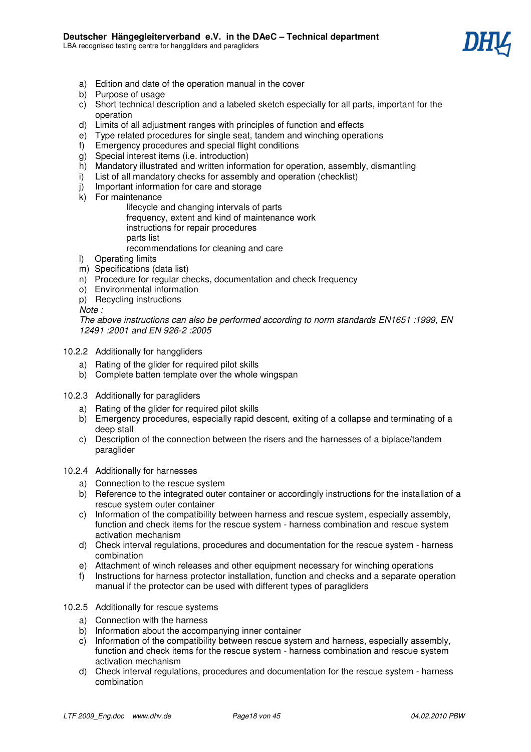a) Edition and date of the operation manual in the cover
b) Purpose of usage
c) Short technical description and a labeled sketch especially for all parts, important for the operation
d) Limits of all adjustment ranges with principles of function and effects
e) Type related procedures for single seat, tandem and winching operations
f) Emergency procedures and special flight conditions
g) Special interest items (i.e. introduction)
h) Mandatory illustrated and written information for operation, assembly, dismantling
i) List of all mandatory checks for assembly and operation (checklist)
j) Important information for care and storage
k) For maintenance
   - lifecycle and changing intervals of parts
   - frequency, extent and kind of maintenance work
   - instructions for repair procedures
   - parts list
   - recommendations for cleaning and care
l) Operating limits
m) Specifications (data list)
n) Procedure for regular checks, documentation and check frequency
o) Environmental information
p) Recycling instructions

*Note :*
*The above instructions can also be performed according to norm standards EN1651 :1999, EN 12491 :2001 and EN 926-2 :2005*

10.2.2 Additionally for hanggliders

a) Rating of the glider for required pilot skills
b) Complete batten template over the whole wingspan

10.2.3 Additionally for paragliders

a) Rating of the glider for required pilot skills
b) Emergency procedures, especially rapid descent, exiting of a collapse and terminating of a deep stall
c) Description of the connection between the risers and the harnesses of a biplace/tandem paraglider

10.2.4 Additionally for harnesses

a) Connection to the rescue system
b) Reference to the integrated outer container or accordingly instructions for the installation of a rescue system outer container
c) Information of the compatibility between harness and rescue system, especially assembly, function and check items for the rescue system - harness combination and rescue system activation mechanism
d) Check interval regulations, procedures and documentation for the rescue system - harness combination
e) Attachment of winch releases and other equipment necessary for winching operations
f) Instructions for harness protector installation, function and checks and a separate operation manual if the protector can be used with different types of paragliders

10.2.5 Additionally for rescue systems

a) Connection with the harness
b) Information about the accompanying inner container
c) Information of the compatibility between rescue system and harness, especially assembly, function and check items for the rescue system - harness combination and rescue system activation mechanism
d) Check interval regulations, procedures and documentation for the rescue system - harness combination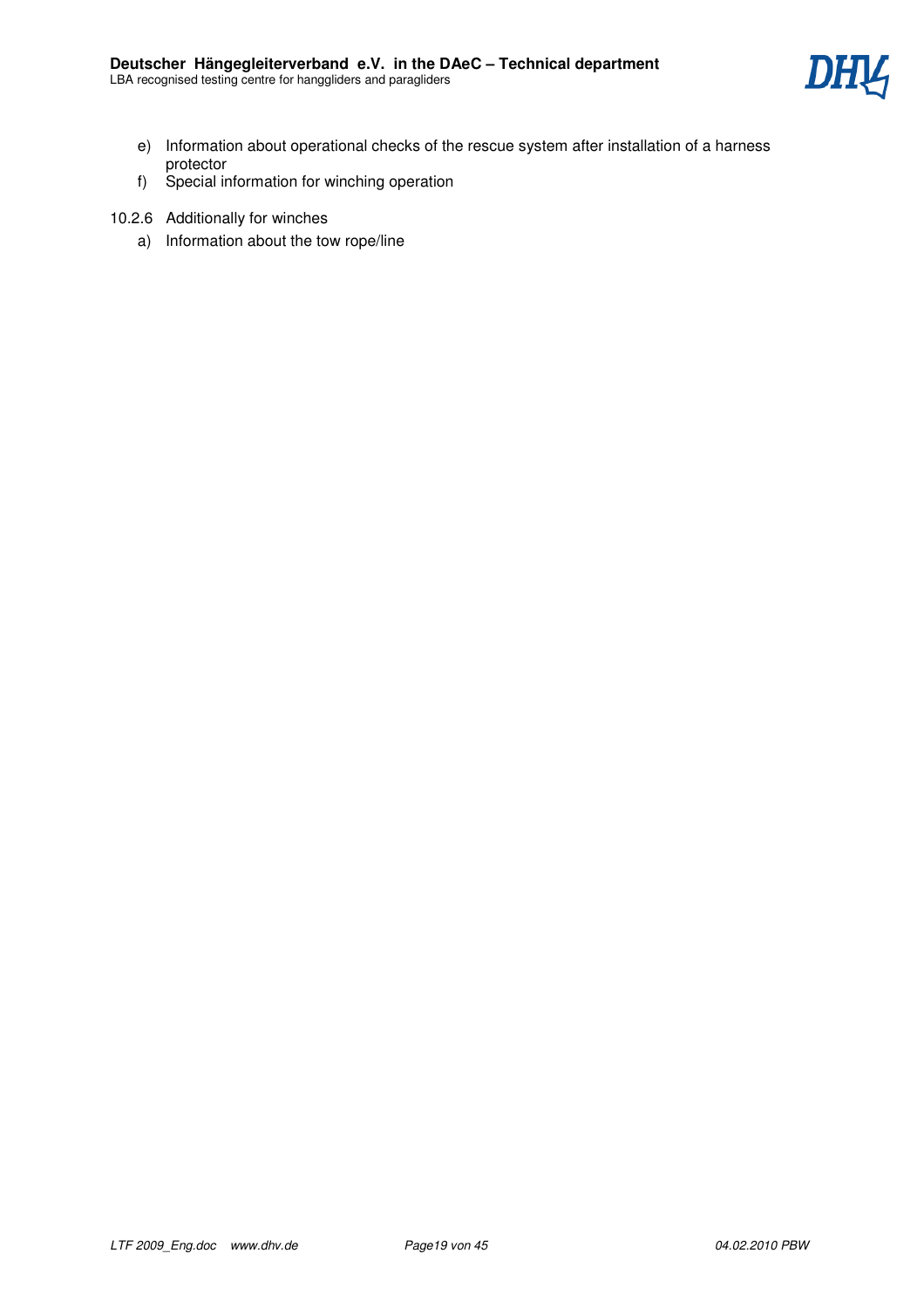e) Information about operational checks of the rescue system after installation of a harness protector
f) Special information for winching operation

10.2.6 Additionally for winches

a) Information about the tow rope/line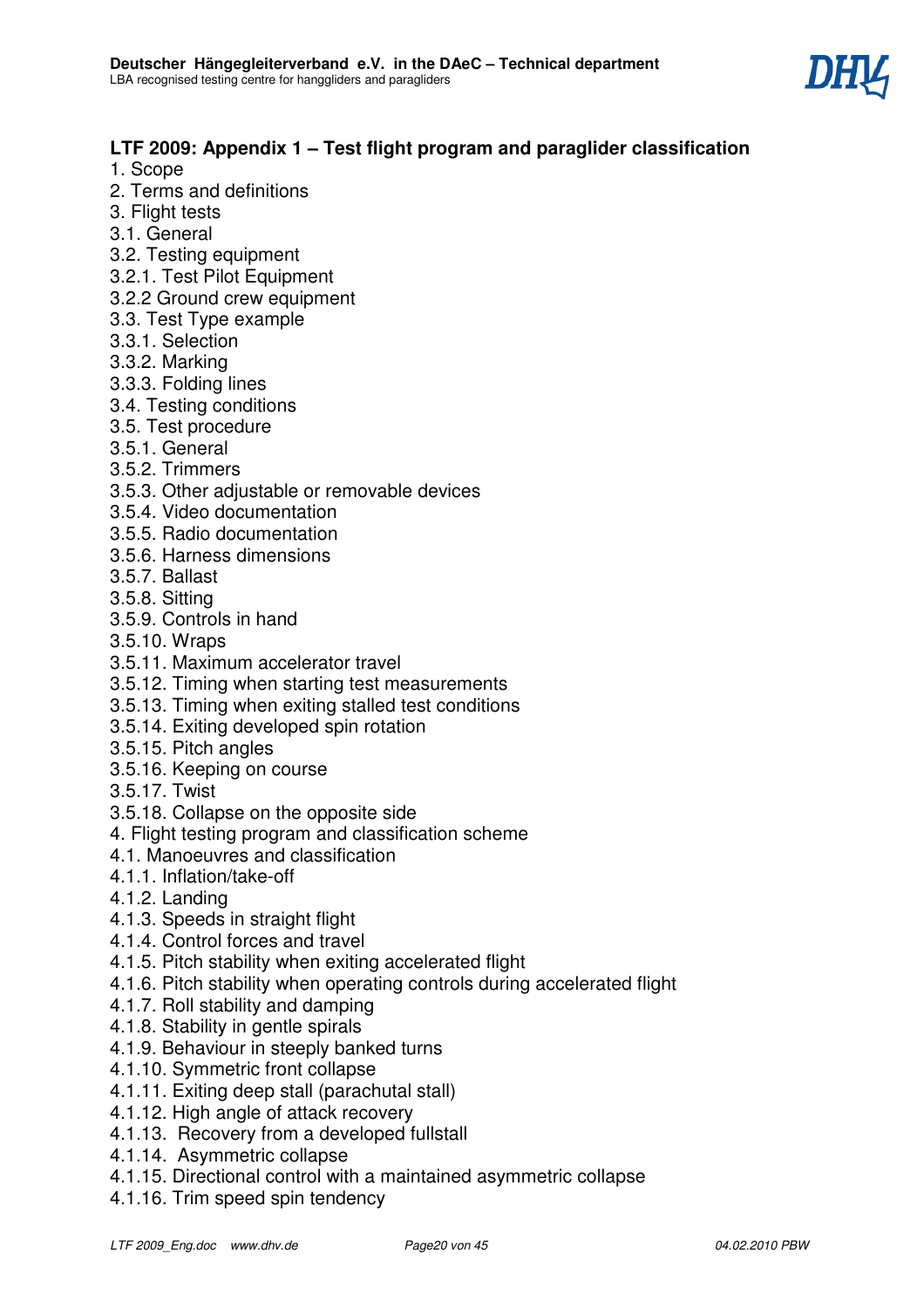## LTF 2009: Appendix 1 – Test flight program and paraglider classification

1. Scope
2. Terms and definitions
3. Flight tests
3.1. General
3.2. Testing equipment
3.2.1. Test Pilot Equipment
3.2.2 Ground crew equipment
3.3. Test Type example
3.3.1. Selection
3.3.2. Marking
3.3.3. Folding lines
3.4. Testing conditions
3.5. Test procedure
3.5.1. General
3.5.2. Trimmers
3.5.3. Other adjustable or removable devices
3.5.4. Video documentation
3.5.5. Radio documentation
3.5.6. Harness dimensions
3.5.7. Ballast
3.5.8. Sitting
3.5.9. Controls in hand
3.5.10. Wraps
3.5.11. Maximum accelerator travel
3.5.12. Timing when starting test measurements
3.5.13. Timing when exiting stalled test conditions
3.5.14. Exiting developed spin rotation
3.5.15. Pitch angles
3.5.16. Keeping on course
3.5.17. Twist
3.5.18. Collapse on the opposite side
4. Flight testing program and classification scheme
4.1. Manoeuvres and classification
4.1.1. Inflation/take-off
4.1.2. Landing
4.1.3. Speeds in straight flight
4.1.4. Control forces and travel
4.1.5. Pitch stability when exiting accelerated flight
4.1.6. Pitch stability when operating controls during accelerated flight
4.1.7. Roll stability and damping
4.1.8. Stability in gentle spirals
4.1.9. Behaviour in steeply banked turns
4.1.10. Symmetric front collapse
4.1.11. Exiting deep stall (parachutal stall)
4.1.12. High angle of attack recovery
4.1.13. Recovery from a developed fullstall
4.1.14. Asymmetric collapse
4.1.15. Directional control with a maintained asymmetric collapse
4.1.16. Trim speed spin tendency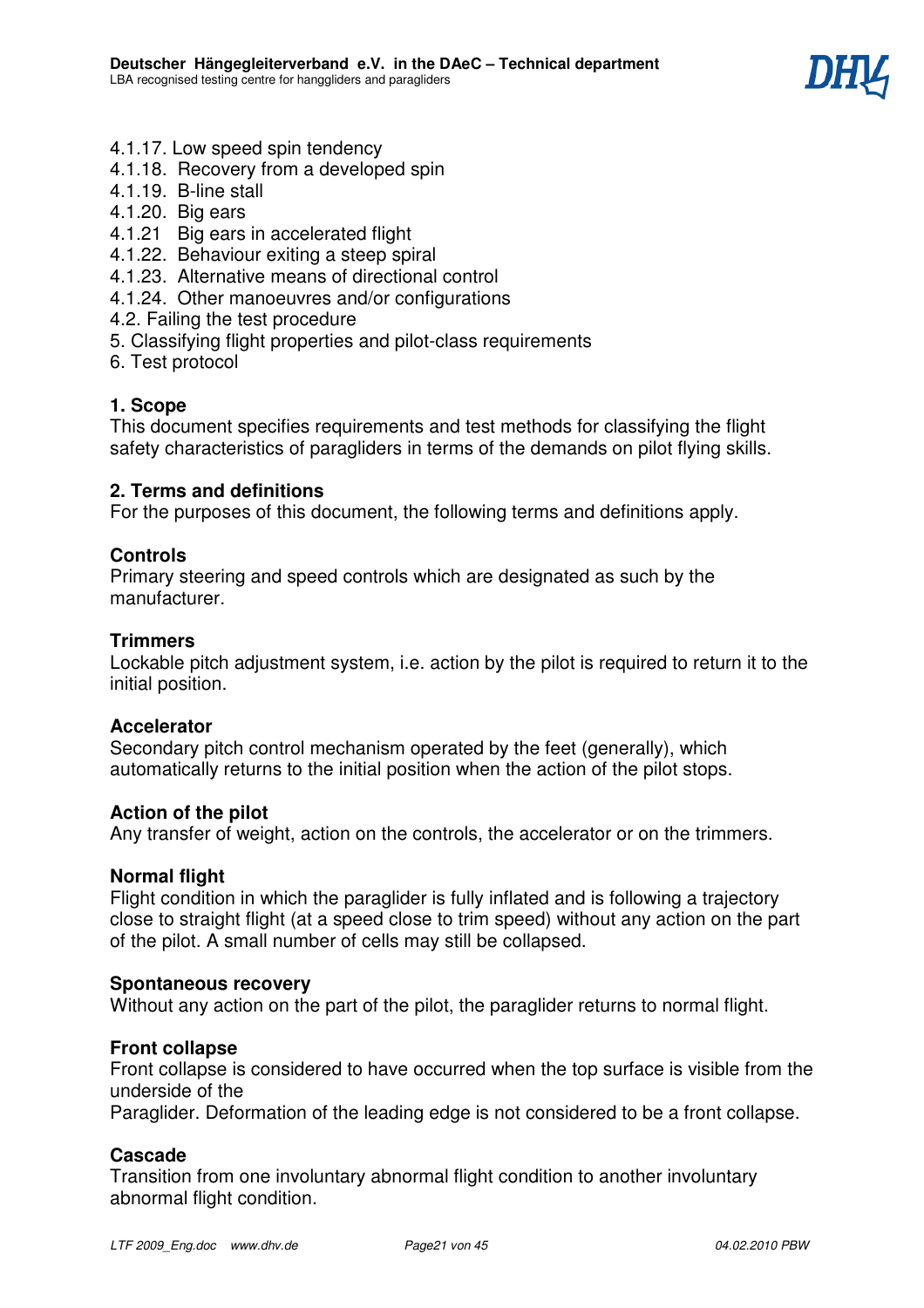4.1.17. Low speed spin tendency
4.1.18. Recovery from a developed spin
4.1.19. B-line stall
4.1.20. Big ears
4.1.21 Big ears in accelerated flight
4.1.22. Behaviour exiting a steep spiral
4.1.23. Alternative means of directional control
4.1.24. Other manoeuvres and/or configurations
4.2. Failing the test procedure
5. Classifying flight properties and pilot-class requirements
6. Test protocol

## 1. Scope

This document specifies requirements and test methods for classifying the flight safety characteristics of paragliders in terms of the demands on pilot flying skills.

## 2. Terms and definitions

For the purposes of this document, the following terms and definitions apply.

**Controls**
Primary steering and speed controls which are designated as such by the manufacturer.

**Trimmers**
Lockable pitch adjustment system, i.e. action by the pilot is required to return it to the initial position.

**Accelerator**
Secondary pitch control mechanism operated by the feet (generally), which automatically returns to the initial position when the action of the pilot stops.

**Action of the pilot**
Any transfer of weight, action on the controls, the accelerator or on the trimmers.

**Normal flight**
Flight condition in which the paraglider is fully inflated and is following a trajectory close to straight flight (at a speed close to trim speed) without any action on the part of the pilot. A small number of cells may still be collapsed.

**Spontaneous recovery**
Without any action on the part of the pilot, the paraglider returns to normal flight.

**Front collapse**
Front collapse is considered to have occurred when the top surface is visible from the underside of the
Paraglider. Deformation of the leading edge is not considered to be a front collapse.

**Cascade**
Transition from one involuntary abnormal flight condition to another involuntary abnormal flight condition.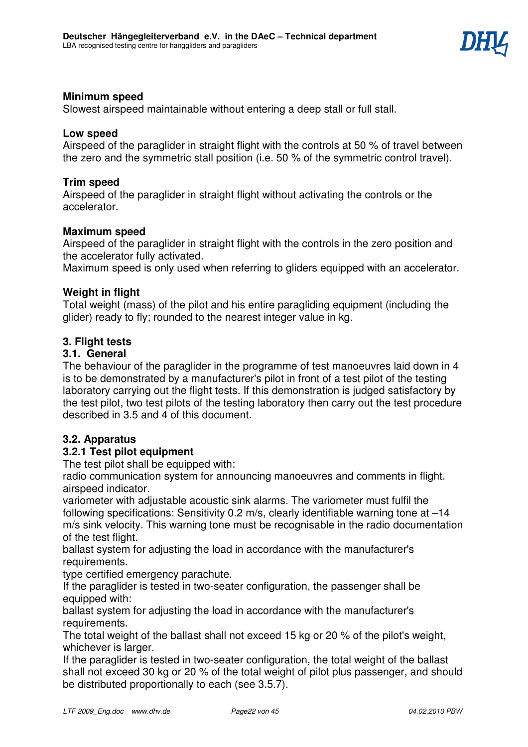**Minimum speed**
Slowest airspeed maintainable without entering a deep stall or full stall.

**Low speed**
Airspeed of the paraglider in straight flight with the controls at 50 % of travel between the zero and the symmetric stall position (i.e. 50 % of the symmetric control travel).

**Trim speed**
Airspeed of the paraglider in straight flight without activating the controls or the accelerator.

**Maximum speed**
Airspeed of the paraglider in straight flight with the controls in the zero position and the accelerator fully activated.
Maximum speed is only used when referring to gliders equipped with an accelerator.

**Weight in flight**
Total weight (mass) of the pilot and his entire paragliding equipment (including the glider) ready to fly; rounded to the nearest integer value in kg.

## 3. Flight tests

### 3.1. General

The behaviour of the paraglider in the programme of test manoeuvres laid down in 4 is to be demonstrated by a manufacturer's pilot in front of a test pilot of the testing laboratory carrying out the flight tests. If this demonstration is judged satisfactory by the test pilot, two test pilots of the testing laboratory then carry out the test procedure described in 3.5 and 4 of this document.

### 3.2. Apparatus

#### 3.2.1 Test pilot equipment

The test pilot shall be equipped with:
radio communication system for announcing manoeuvres and comments in flight.
airspeed indicator.
variometer with adjustable acoustic sink alarms. The variometer must fulfil the following specifications: Sensitivity 0.2 m/s, clearly identifiable warning tone at –14 m/s sink velocity. This warning tone must be recognisable in the radio documentation of the test flight.
ballast system for adjusting the load in accordance with the manufacturer's requirements.
type certified emergency parachute.
If the paraglider is tested in two-seater configuration, the passenger shall be equipped with:
ballast system for adjusting the load in accordance with the manufacturer's requirements.
The total weight of the ballast shall not exceed 15 kg or 20 % of the pilot's weight, whichever is larger.
If the paraglider is tested in two-seater configuration, the total weight of the ballast shall not exceed 30 kg or 20 % of the total weight of pilot plus passenger, and should be distributed proportionally to each (see 3.5.7).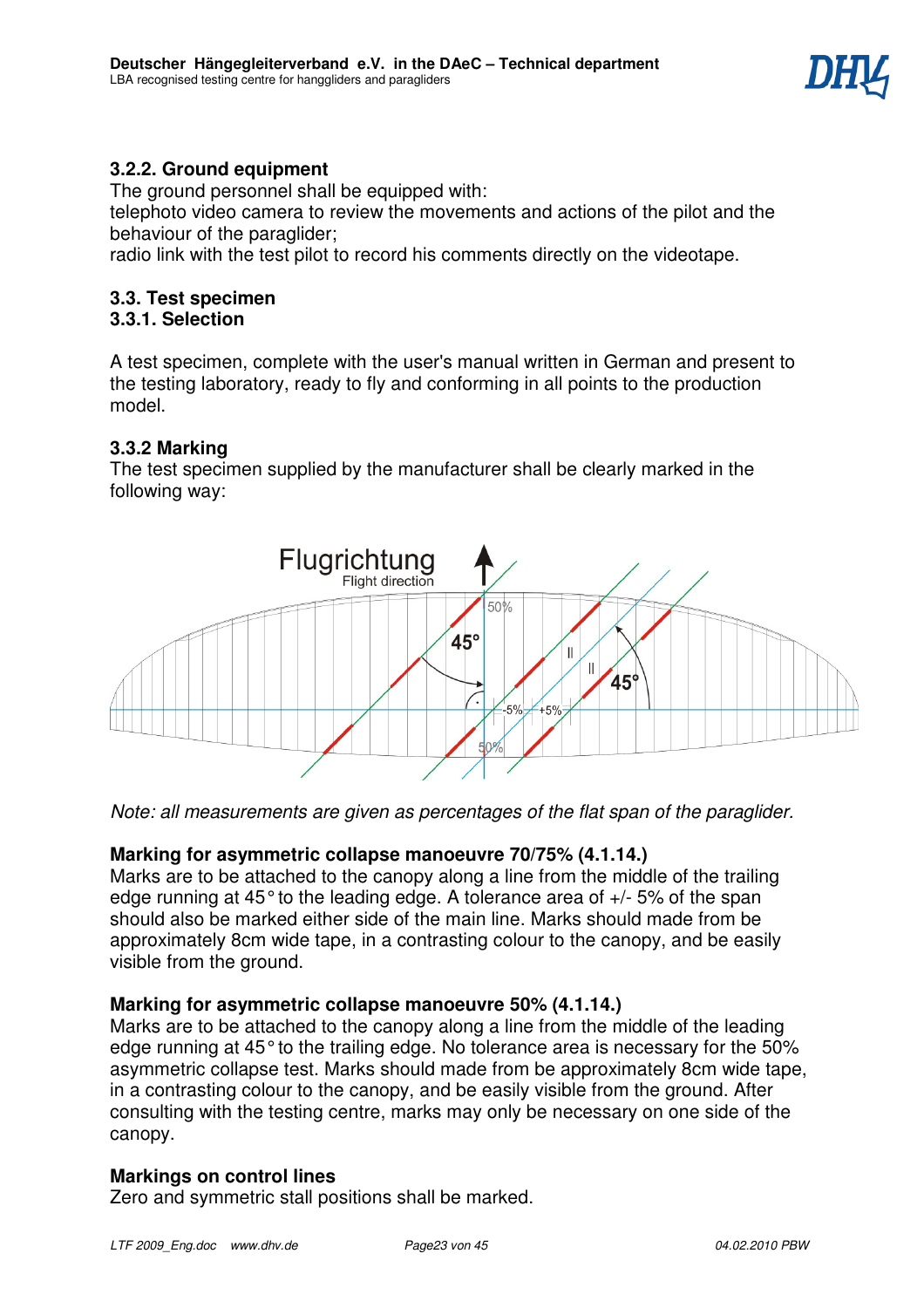### 3.2.2. Ground equipment

The ground personnel shall be equipped with:
telephoto video camera to review the movements and actions of the pilot and the behaviour of the paraglider;
radio link with the test pilot to record his comments directly on the videotape.

### 3.3. Test specimen

### 3.3.1. Selection

A test specimen, complete with the user's manual written in German and present to the testing laboratory, ready to fly and conforming in all points to the production model.

### 3.3.2 Marking

The test specimen supplied by the manufacturer shall be clearly marked in the following way:

Flugrichtung
Flight direction

50% 45° 45° -5% +5% 50%

*Note: all measurements are given as percentages of the flat span of the paraglider.*

**Marking for asymmetric collapse manoeuvre 70/75% (4.1.14.)**

Marks are to be attached to the canopy along a line from the middle of the trailing edge running at 45° to the leading edge. A tolerance area of +/- 5% of the span should also be marked either side of the main line. Marks should made from be approximately 8cm wide tape, in a contrasting colour to the canopy, and be easily visible from the ground.

**Marking for asymmetric collapse manoeuvre 50% (4.1.14.)**

Marks are to be attached to the canopy along a line from the middle of the leading edge running at 45° to the trailing edge. No tolerance area is necessary for the 50% asymmetric collapse test. Marks should made from be approximately 8cm wide tape, in a contrasting colour to the canopy, and be easily visible from the ground. After consulting with the testing centre, marks may only be necessary on one side of the canopy.

**Markings on control lines**

Zero and symmetric stall positions shall be marked.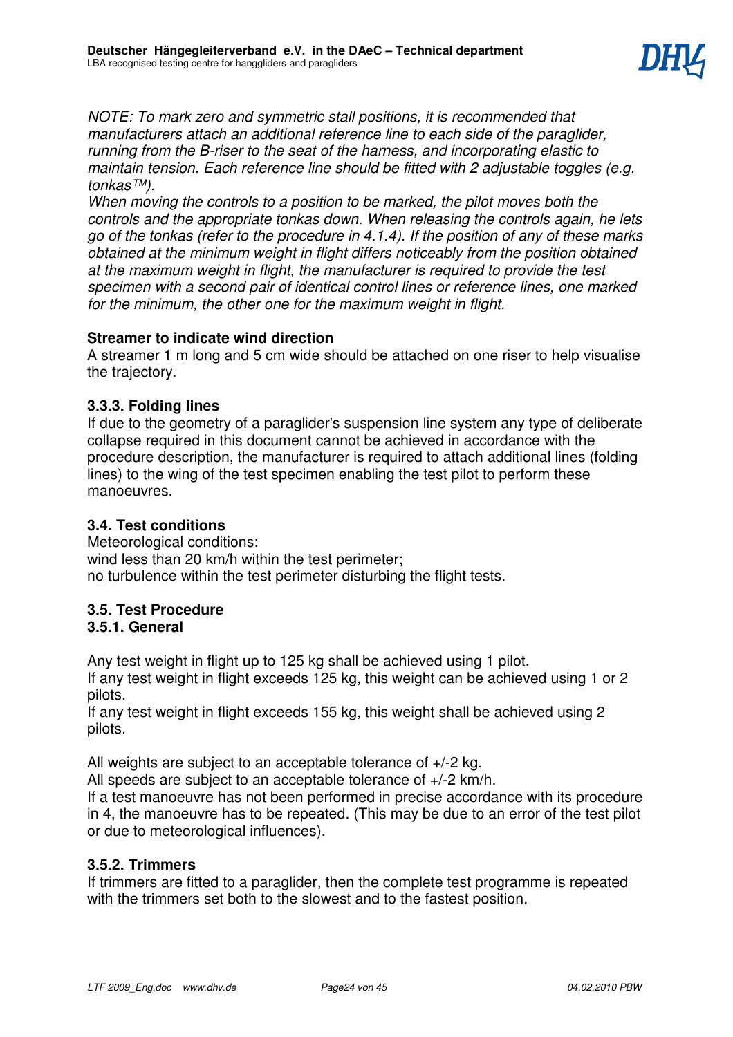*NOTE: To mark zero and symmetric stall positions, it is recommended that manufacturers attach an additional reference line to each side of the paraglider, running from the B-riser to the seat of the harness, and incorporating elastic to maintain tension. Each reference line should be fitted with 2 adjustable toggles (e.g. tonkas™).*
*When moving the controls to a position to be marked, the pilot moves both the controls and the appropriate tonkas down. When releasing the controls again, he lets go of the tonkas (refer to the procedure in 4.1.4). If the position of any of these marks obtained at the minimum weight in flight differs noticeably from the position obtained at the maximum weight in flight, the manufacturer is required to provide the test specimen with a second pair of identical control lines or reference lines, one marked for the minimum, the other one for the maximum weight in flight.*

**Streamer to indicate wind direction**
A streamer 1 m long and 5 cm wide should be attached on one riser to help visualise the trajectory.

### 3.3.3. Folding lines

If due to the geometry of a paraglider's suspension line system any type of deliberate collapse required in this document cannot be achieved in accordance with the procedure description, the manufacturer is required to attach additional lines (folding lines) to the wing of the test specimen enabling the test pilot to perform these manoeuvres.

### 3.4. Test conditions

Meteorological conditions:
wind less than 20 km/h within the test perimeter;
no turbulence within the test perimeter disturbing the flight tests.

### 3.5. Test Procedure

### 3.5.1. General

Any test weight in flight up to 125 kg shall be achieved using 1 pilot.
If any test weight in flight exceeds 125 kg, this weight can be achieved using 1 or 2 pilots.
If any test weight in flight exceeds 155 kg, this weight shall be achieved using 2 pilots.

All weights are subject to an acceptable tolerance of +/-2 kg.
All speeds are subject to an acceptable tolerance of +/-2 km/h.
If a test manoeuvre has not been performed in precise accordance with its procedure in 4, the manoeuvre has to be repeated. (This may be due to an error of the test pilot or due to meteorological influences).

### 3.5.2. Trimmers

If trimmers are fitted to a paraglider, then the complete test programme is repeated with the trimmers set both to the slowest and to the fastest position.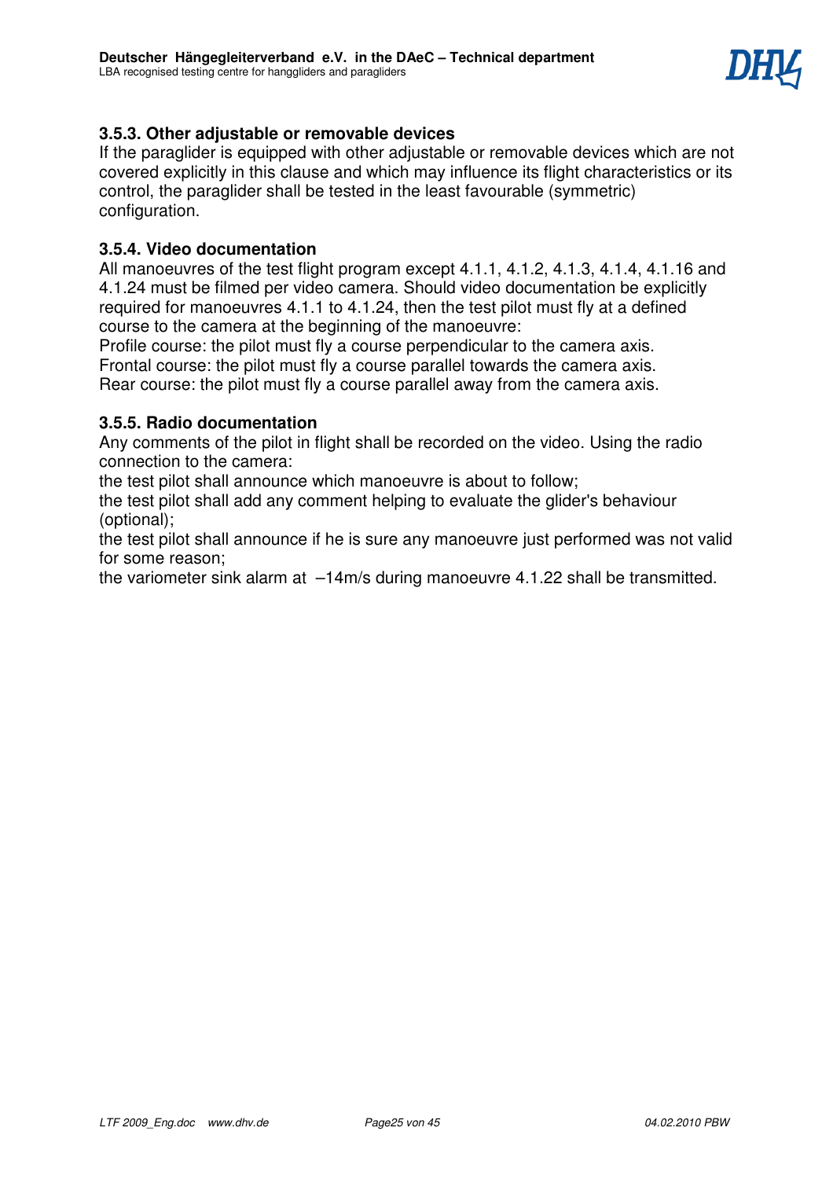### 3.5.3. Other adjustable or removable devices

If the paraglider is equipped with other adjustable or removable devices which are not covered explicitly in this clause and which may influence its flight characteristics or its control, the paraglider shall be tested in the least favourable (symmetric) configuration.

### 3.5.4. Video documentation

All manoeuvres of the test flight program except 4.1.1, 4.1.2, 4.1.3, 4.1.4, 4.1.16 and 4.1.24 must be filmed per video camera. Should video documentation be explicitly required for manoeuvres 4.1.1 to 4.1.24, then the test pilot must fly at a defined course to the camera at the beginning of the manoeuvre:

Profile course: the pilot must fly a course perpendicular to the camera axis.

Frontal course: the pilot must fly a course parallel towards the camera axis.

Rear course: the pilot must fly a course parallel away from the camera axis.

### 3.5.5. Radio documentation

Any comments of the pilot in flight shall be recorded on the video. Using the radio connection to the camera:

the test pilot shall announce which manoeuvre is about to follow;

the test pilot shall add any comment helping to evaluate the glider's behaviour (optional);

the test pilot shall announce if he is sure any manoeuvre just performed was not valid for some reason;

the variometer sink alarm at –14m/s during manoeuvre 4.1.22 shall be transmitted.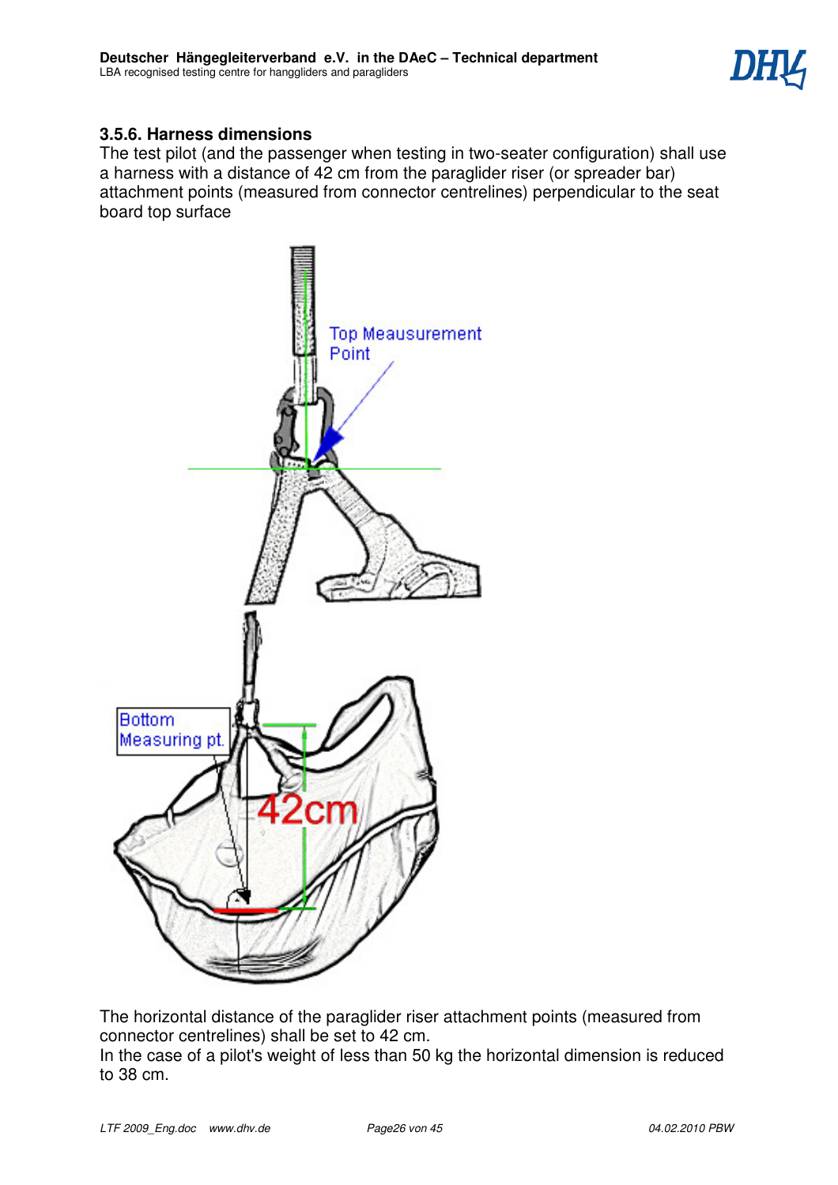### 3.5.6. Harness dimensions

The test pilot (and the passenger when testing in two-seater configuration) shall use a harness with a distance of 42 cm from the paraglider riser (or spreader bar) attachment points (measured from connector centrelines) perpendicular to the seat board top surface

The horizontal distance of the paraglider riser attachment points (measured from connector centrelines) shall be set to 42 cm.
In the case of a pilot's weight of less than 50 kg the horizontal dimension is reduced to 38 cm.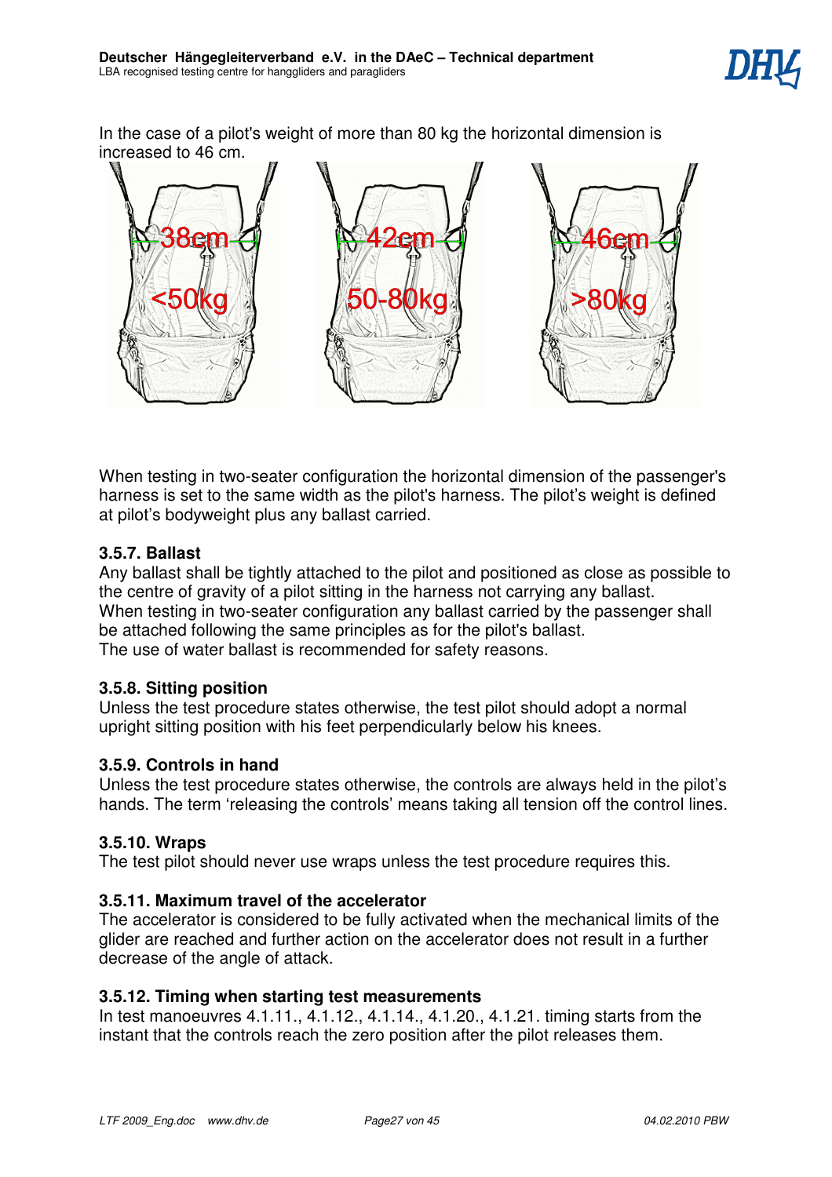In the case of a pilot's weight of more than 80 kg the horizontal dimension is increased to 46 cm.

38cm <50kg

42cm 50-80kg

46cm >80kg

When testing in two-seater configuration the horizontal dimension of the passenger's harness is set to the same width as the pilot's harness. The pilot's weight is defined at pilot's bodyweight plus any ballast carried.

### 3.5.7. Ballast

Any ballast shall be tightly attached to the pilot and positioned as close as possible to the centre of gravity of a pilot sitting in the harness not carrying any ballast.
When testing in two-seater configuration any ballast carried by the passenger shall be attached following the same principles as for the pilot's ballast.
The use of water ballast is recommended for safety reasons.

### 3.5.8. Sitting position

Unless the test procedure states otherwise, the test pilot should adopt a normal upright sitting position with his feet perpendicularly below his knees.

### 3.5.9. Controls in hand

Unless the test procedure states otherwise, the controls are always held in the pilot's hands. The term 'releasing the controls' means taking all tension off the control lines.

### 3.5.10. Wraps

The test pilot should never use wraps unless the test procedure requires this.

### 3.5.11. Maximum travel of the accelerator

The accelerator is considered to be fully activated when the mechanical limits of the glider are reached and further action on the accelerator does not result in a further decrease of the angle of attack.

### 3.5.12. Timing when starting test measurements

In test manoeuvres 4.1.11., 4.1.12., 4.1.14., 4.1.20., 4.1.21. timing starts from the instant that the controls reach the zero position after the pilot releases them.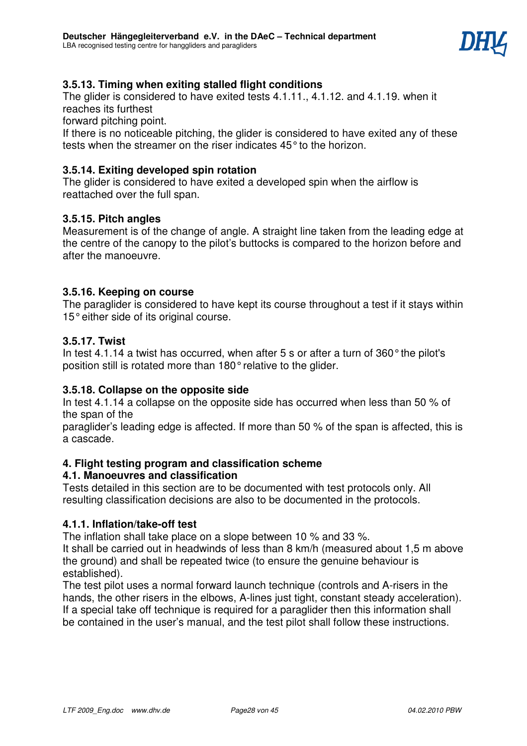### 3.5.13. Timing when exiting stalled flight conditions

The glider is considered to have exited tests 4.1.11., 4.1.12. and 4.1.19. when it reaches its furthest forward pitching point.

If there is no noticeable pitching, the glider is considered to have exited any of these tests when the streamer on the riser indicates 45° to the horizon.

### 3.5.14. Exiting developed spin rotation

The glider is considered to have exited a developed spin when the airflow is reattached over the full span.

### 3.5.15. Pitch angles

Measurement is of the change of angle. A straight line taken from the leading edge at the centre of the canopy to the pilot's buttocks is compared to the horizon before and after the manoeuvre.

### 3.5.16. Keeping on course

The paraglider is considered to have kept its course throughout a test if it stays within 15° either side of its original course.

### 3.5.17. Twist

In test 4.1.14 a twist has occurred, when after 5 s or after a turn of 360° the pilot's position still is rotated more than 180° relative to the glider.

### 3.5.18. Collapse on the opposite side

In test 4.1.14 a collapse on the opposite side has occurred when less than 50 % of the span of the paraglider's leading edge is affected. If more than 50 % of the span is affected, this is a cascade.

# 4. Flight testing program and classification scheme

## 4.1. Manoeuvres and classification

Tests detailed in this section are to be documented with test protocols only. All resulting classification decisions are also to be documented in the protocols.

### 4.1.1. Inflation/take-off test

The inflation shall take place on a slope between 10 % and 33 %.

It shall be carried out in headwinds of less than 8 km/h (measured about 1,5 m above the ground) and shall be repeated twice (to ensure the genuine behaviour is established).

The test pilot uses a normal forward launch technique (controls and A-risers in the hands, the other risers in the elbows, A-lines just tight, constant steady acceleration).

If a special take off technique is required for a paraglider then this information shall be contained in the user's manual, and the test pilot shall follow these instructions.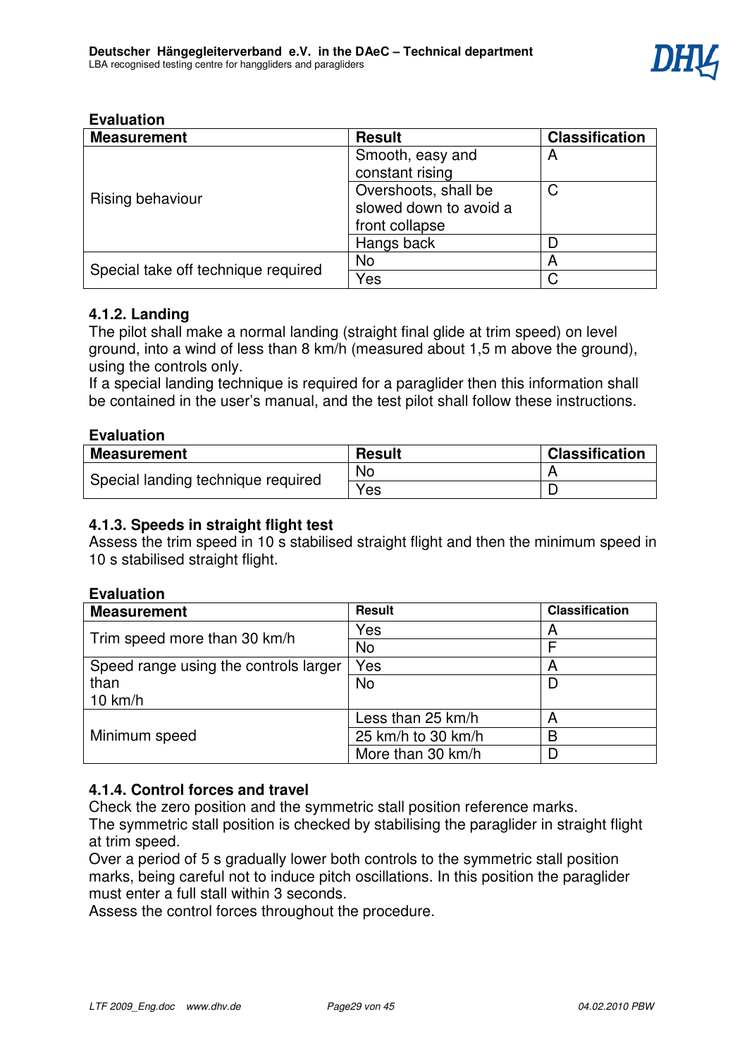**Evaluation**

| Measurement | Result | Classification |
|---|---|---|
| Rising behaviour | Smooth, easy and constant rising | A |
| | Overshoots, shall be slowed down to avoid a front collapse | C |
| | Hangs back | D |
| Special take off technique required | No | A |
| | Yes | C |

### 4.1.2. Landing

The pilot shall make a normal landing (straight final glide at trim speed) on level ground, into a wind of less than 8 km/h (measured about 1,5 m above the ground), using the controls only.
If a special landing technique is required for a paraglider then this information shall be contained in the user's manual, and the test pilot shall follow these instructions.

**Evaluation**

| Measurement | Result | Classification |
|---|---|---|
| Special landing technique required | No | A |
| | Yes | D |

### 4.1.3. Speeds in straight flight test

Assess the trim speed in 10 s stabilised straight flight and then the minimum speed in 10 s stabilised straight flight.

**Evaluation**

| Measurement | Result | Classification |
|---|---|---|
| Trim speed more than 30 km/h | Yes | A |
| | No | F |
| Speed range using the controls larger than 10 km/h | Yes | A |
| | No | D |
| Minimum speed | Less than 25 km/h | A |
| | 25 km/h to 30 km/h | B |
| | More than 30 km/h | D |

### 4.1.4. Control forces and travel

Check the zero position and the symmetric stall position reference marks.
The symmetric stall position is checked by stabilising the paraglider in straight flight at trim speed.
Over a period of 5 s gradually lower both controls to the symmetric stall position marks, being careful not to induce pitch oscillations. In this position the paraglider must enter a full stall within 3 seconds.
Assess the control forces throughout the procedure.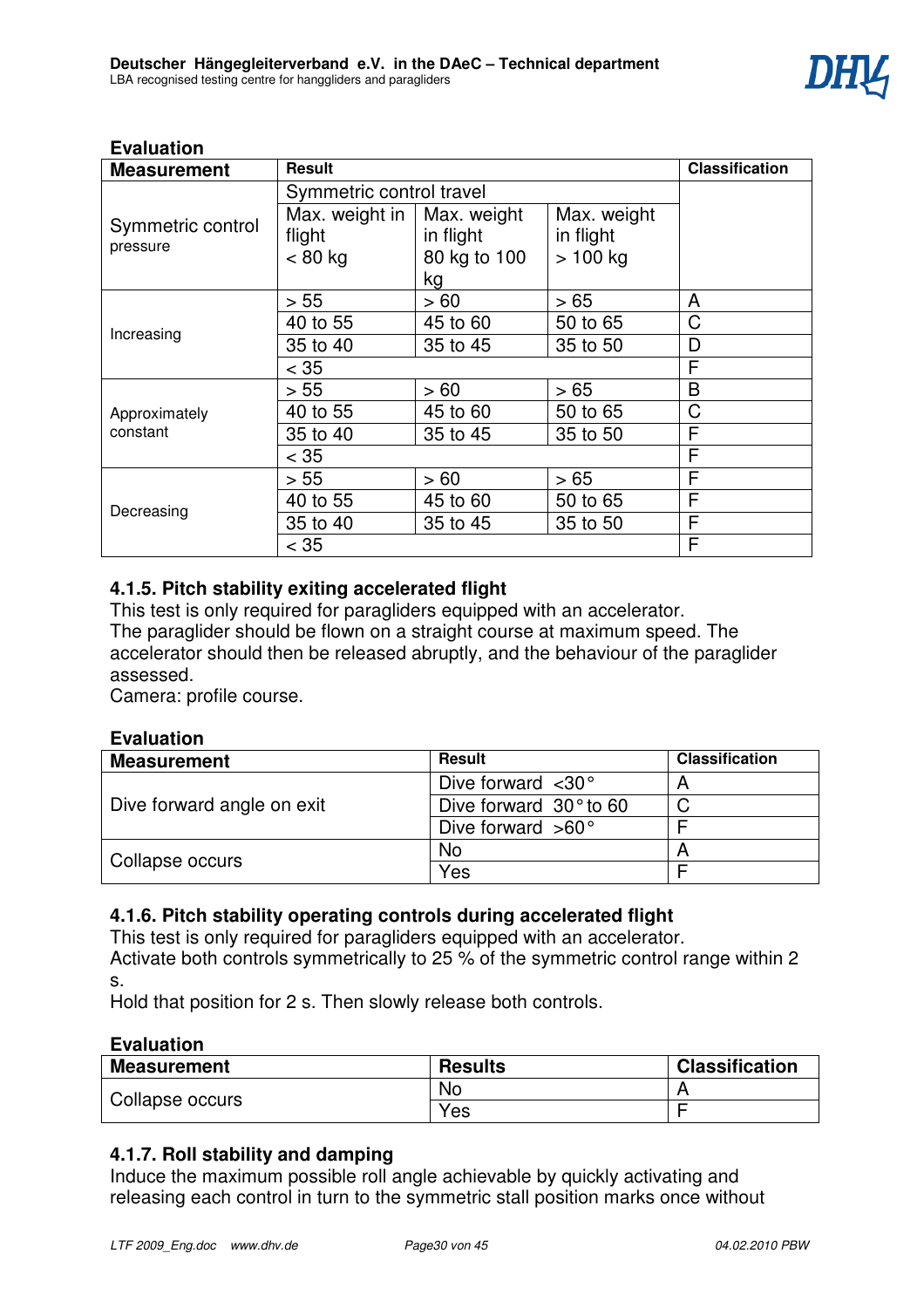**Evaluation**

| Measurement | Result | | | Classification |
|---|---|---|---|---|
| Symmetric control pressure | Symmetric control travel | | | |
| | Max. weight in flight < 80 kg | Max. weight in flight 80 kg to 100 kg | Max. weight in flight > 100 kg | |
| Increasing | > 55 | > 60 | > 65 | A |
| | 40 to 55 | 45 to 60 | 50 to 65 | C |
| | 35 to 40 | 35 to 45 | 35 to 50 | D |
| | < 35 | | | F |
| Approximately constant | > 55 | > 60 | > 65 | B |
| | 40 to 55 | 45 to 60 | 50 to 65 | C |
| | 35 to 40 | 35 to 45 | 35 to 50 | F |
| | < 35 | | | F |
| Decreasing | > 55 | > 60 | > 65 | F |
| | 40 to 55 | 45 to 60 | 50 to 65 | F |
| | 35 to 40 | 35 to 45 | 35 to 50 | F |
| | < 35 | | | F |

### 4.1.5. Pitch stability exiting accelerated flight

This test is only required for paragliders equipped with an accelerator.
The paraglider should be flown on a straight course at maximum speed. The accelerator should then be released abruptly, and the behaviour of the paraglider assessed.
Camera: profile course.

**Evaluation**

| Measurement | Result | Classification |
|---|---|---|
| Dive forward angle on exit | Dive forward <30° | A |
| | Dive forward 30° to 60 | C |
| | Dive forward >60° | F |
| Collapse occurs | No | A |
| | Yes | F |

### 4.1.6. Pitch stability operating controls during accelerated flight

This test is only required for paragliders equipped with an accelerator.
Activate both controls symmetrically to 25 % of the symmetric control range within 2 s.
Hold that position for 2 s. Then slowly release both controls.

**Evaluation**

| Measurement | Results | Classification |
|---|---|---|
| Collapse occurs | No | A |
| | Yes | F |

### 4.1.7. Roll stability and damping

Induce the maximum possible roll angle achievable by quickly activating and releasing each control in turn to the symmetric stall position marks once without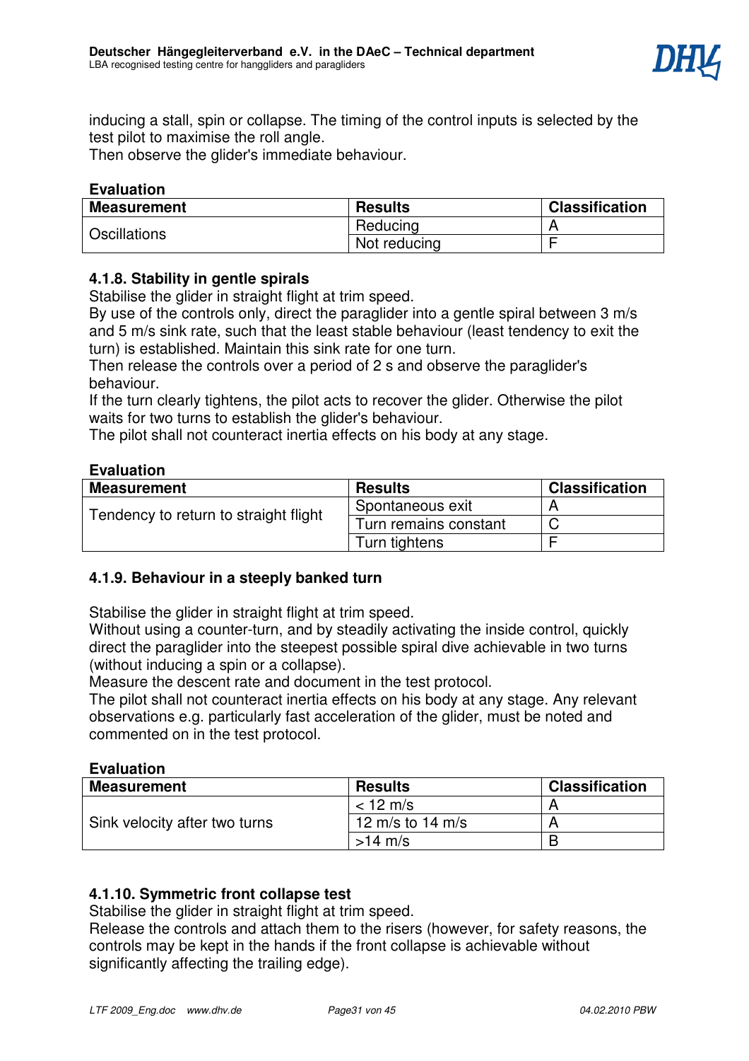inducing a stall, spin or collapse. The timing of the control inputs is selected by the test pilot to maximise the roll angle.
Then observe the glider's immediate behaviour.

**Evaluation**

| Measurement | Results | Classification |
|---|---|---|
| Oscillations | Reducing | A |
| | Not reducing | F |

### 4.1.8. Stability in gentle spirals

Stabilise the glider in straight flight at trim speed.
By use of the controls only, direct the paraglider into a gentle spiral between 3 m/s and 5 m/s sink rate, such that the least stable behaviour (least tendency to exit the turn) is established. Maintain this sink rate for one turn.
Then release the controls over a period of 2 s and observe the paraglider's behaviour.
If the turn clearly tightens, the pilot acts to recover the glider. Otherwise the pilot waits for two turns to establish the glider's behaviour.
The pilot shall not counteract inertia effects on his body at any stage.

**Evaluation**

| Measurement | Results | Classification |
|---|---|---|
| Tendency to return to straight flight | Spontaneous exit | A |
| | Turn remains constant | C |
| | Turn tightens | F |

### 4.1.9. Behaviour in a steeply banked turn

Stabilise the glider in straight flight at trim speed.
Without using a counter-turn, and by steadily activating the inside control, quickly direct the paraglider into the steepest possible spiral dive achievable in two turns (without inducing a spin or a collapse).
Measure the descent rate and document in the test protocol.
The pilot shall not counteract inertia effects on his body at any stage. Any relevant observations e.g. particularly fast acceleration of the glider, must be noted and commented on in the test protocol.

**Evaluation**

| Measurement | Results | Classification |
|---|---|---|
| Sink velocity after two turns | < 12 m/s | A |
| | 12 m/s to 14 m/s | A |
| | >14 m/s | B |

### 4.1.10. Symmetric front collapse test

Stabilise the glider in straight flight at trim speed.
Release the controls and attach them to the risers (however, for safety reasons, the controls may be kept in the hands if the front collapse is achievable without significantly affecting the trailing edge).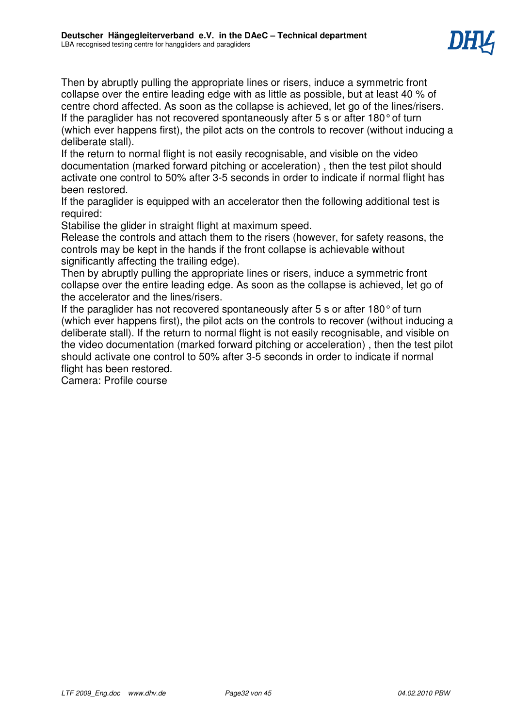Then by abruptly pulling the appropriate lines or risers, induce a symmetric front collapse over the entire leading edge with as little as possible, but at least 40 % of centre chord affected. As soon as the collapse is achieved, let go of the lines/risers. If the paraglider has not recovered spontaneously after 5 s or after 180° of turn (which ever happens first), the pilot acts on the controls to recover (without inducing a deliberate stall).

If the return to normal flight is not easily recognisable, and visible on the video documentation (marked forward pitching or acceleration) , then the test pilot should activate one control to 50% after 3-5 seconds in order to indicate if normal flight has been restored.

If the paraglider is equipped with an accelerator then the following additional test is required:

Stabilise the glider in straight flight at maximum speed.

Release the controls and attach them to the risers (however, for safety reasons, the controls may be kept in the hands if the front collapse is achievable without significantly affecting the trailing edge).

Then by abruptly pulling the appropriate lines or risers, induce a symmetric front collapse over the entire leading edge. As soon as the collapse is achieved, let go of the accelerator and the lines/risers.

If the paraglider has not recovered spontaneously after 5 s or after 180° of turn (which ever happens first), the pilot acts on the controls to recover (without inducing a deliberate stall). If the return to normal flight is not easily recognisable, and visible on the video documentation (marked forward pitching or acceleration) , then the test pilot should activate one control to 50% after 3-5 seconds in order to indicate if normal flight has been restored.

Camera: Profile course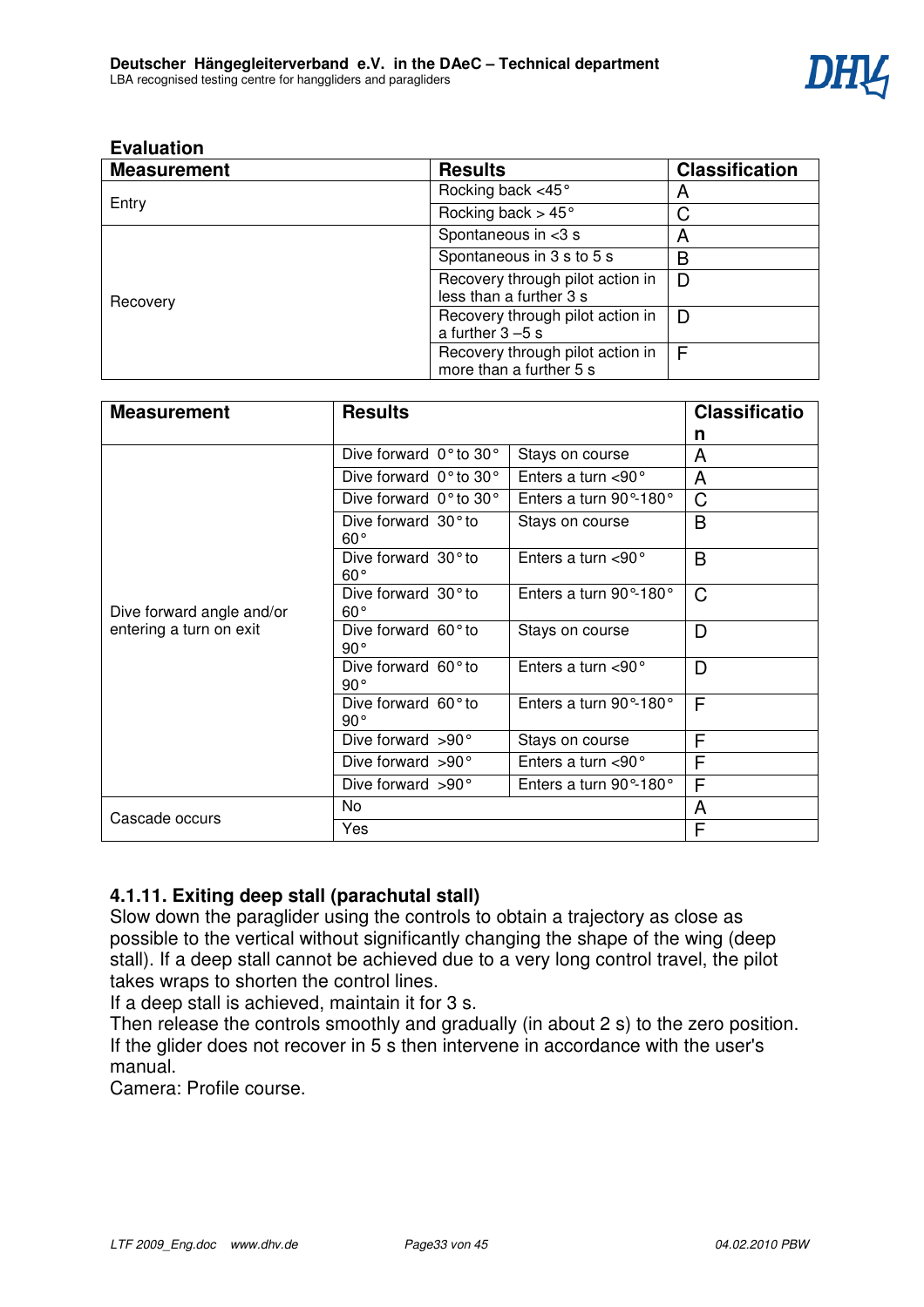**Evaluation**

| Measurement | Results | Classification |
|---|---|---|
| Entry | Rocking back <45° | A |
| | Rocking back > 45° | C |
| Recovery | Spontaneous in <3 s | A |
| | Spontaneous in 3 s to 5 s | B |
| | Recovery through pilot action in less than a further 3 s | D |
| | Recovery through pilot action in a further 3 –5 s | D |
| | Recovery through pilot action in more than a further 5 s | F |

| Measurement | Results | | Classification |
|---|---|---|---|
| Dive forward angle and/or entering a turn on exit | Dive forward 0° to 30° | Stays on course | A |
| | Dive forward 0° to 30° | Enters a turn <90° | A |
| | Dive forward 0° to 30° | Enters a turn 90°-180° | C |
| | Dive forward 30° to 60° | Stays on course | B |
| | Dive forward 30° to 60° | Enters a turn <90° | B |
| | Dive forward 30° to 60° | Enters a turn 90°-180° | C |
| | Dive forward 60° to 90° | Stays on course | D |
| | Dive forward 60° to 90° | Enters a turn <90° | D |
| | Dive forward 60° to 90° | Enters a turn 90°-180° | F |
| | Dive forward >90° | Stays on course | F |
| | Dive forward >90° | Enters a turn <90° | F |
| | Dive forward >90° | Enters a turn 90°-180° | F |
| Cascade occurs | No | | A |
| | Yes | | F |

### 4.1.11. Exiting deep stall (parachutal stall)

Slow down the paraglider using the controls to obtain a trajectory as close as possible to the vertical without significantly changing the shape of the wing (deep stall). If a deep stall cannot be achieved due to a very long control travel, the pilot takes wraps to shorten the control lines.
If a deep stall is achieved, maintain it for 3 s.
Then release the controls smoothly and gradually (in about 2 s) to the zero position.
If the glider does not recover in 5 s then intervene in accordance with the user's manual.
Camera: Profile course.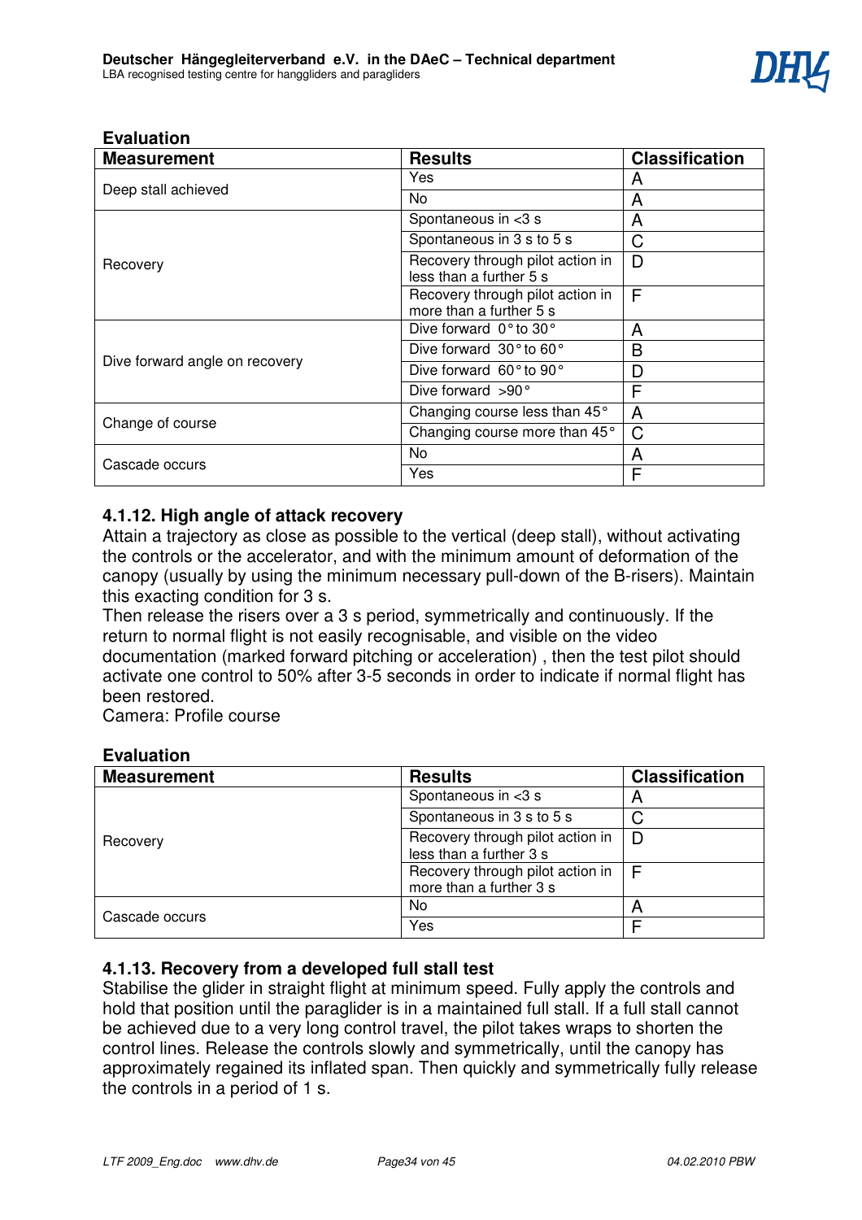**Evaluation**

| Measurement | Results | Classification |
|---|---|---|
| Deep stall achieved | Yes | A |
| | No | A |
| Recovery | Spontaneous in <3 s | A |
| | Spontaneous in 3 s to 5 s | C |
| | Recovery through pilot action in less than a further 5 s | D |
| | Recovery through pilot action in more than a further 5 s | F |
| Dive forward angle on recovery | Dive forward 0° to 30° | A |
| | Dive forward 30° to 60° | B |
| | Dive forward 60° to 90° | D |
| | Dive forward >90° | F |
| Change of course | Changing course less than 45° | A |
| | Changing course more than 45° | C |
| Cascade occurs | No | A |
| | Yes | F |

### 4.1.12. High angle of attack recovery

Attain a trajectory as close as possible to the vertical (deep stall), without activating the controls or the accelerator, and with the minimum amount of deformation of the canopy (usually by using the minimum necessary pull-down of the B-risers). Maintain this exacting condition for 3 s.
Then release the risers over a 3 s period, symmetrically and continuously. If the return to normal flight is not easily recognisable, and visible on the video documentation (marked forward pitching or acceleration) , then the test pilot should activate one control to 50% after 3-5 seconds in order to indicate if normal flight has been restored.
Camera: Profile course

**Evaluation**

| Measurement | Results | Classification |
|---|---|---|
| Recovery | Spontaneous in <3 s | A |
| | Spontaneous in 3 s to 5 s | C |
| | Recovery through pilot action in less than a further 3 s | D |
| | Recovery through pilot action in more than a further 3 s | F |
| Cascade occurs | No | A |
| | Yes | F |

### 4.1.13. Recovery from a developed full stall test

Stabilise the glider in straight flight at minimum speed. Fully apply the controls and hold that position until the paraglider is in a maintained full stall. If a full stall cannot be achieved due to a very long control travel, the pilot takes wraps to shorten the control lines. Release the controls slowly and symmetrically, until the canopy has approximately regained its inflated span. Then quickly and symmetrically fully release the controls in a period of 1 s.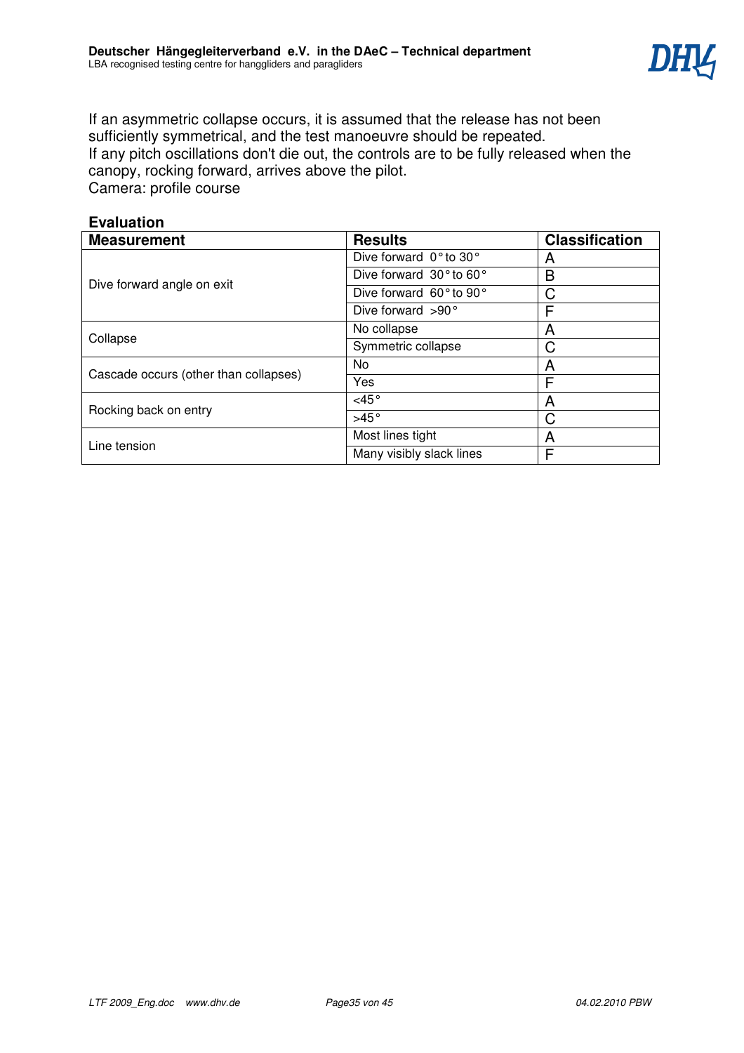If an asymmetric collapse occurs, it is assumed that the release has not been sufficiently symmetrical, and the test manoeuvre should be repeated.
If any pitch oscillations don't die out, the controls are to be fully released when the canopy, rocking forward, arrives above the pilot.
Camera: profile course

**Evaluation**

| Measurement | Results | Classification |
|---|---|---|
| Dive forward angle on exit | Dive forward 0° to 30° | A |
| | Dive forward 30° to 60° | B |
| | Dive forward 60° to 90° | C |
| | Dive forward >90° | F |
| Collapse | No collapse | A |
| | Symmetric collapse | C |
| Cascade occurs (other than collapses) | No | A |
| | Yes | F |
| Rocking back on entry | <45° | A |
| | >45° | C |
| Line tension | Most lines tight | A |
| | Many visibly slack lines | F |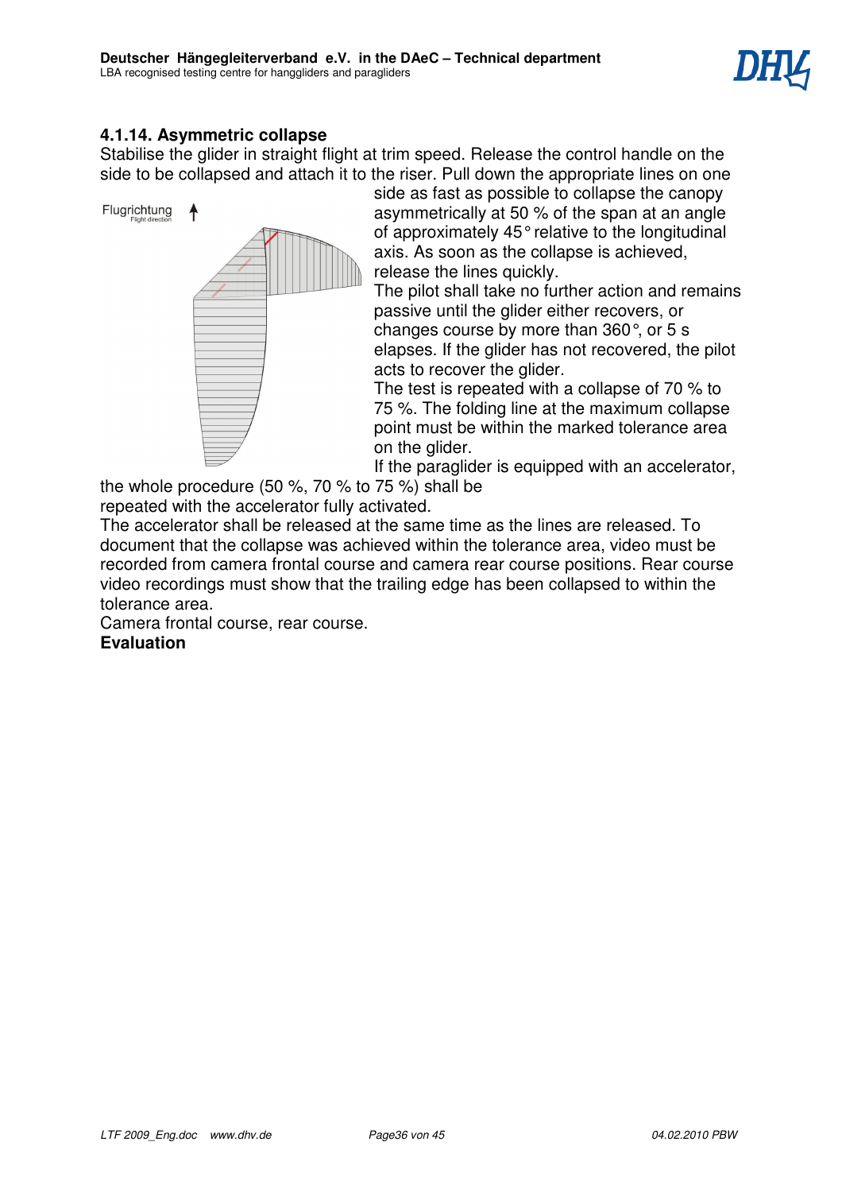### 4.1.14. Asymmetric collapse

Stabilise the glider in straight flight at trim speed. Release the control handle on the side to be collapsed and attach it to the riser. Pull down the appropriate lines on one side as fast as possible to collapse the canopy asymmetrically at 50 % of the span at an angle of approximately 45° relative to the longitudinal axis. As soon as the collapse is achieved, release the lines quickly.

The pilot shall take no further action and remains passive until the glider either recovers, or changes course by more than 360°, or 5 s elapses. If the glider has not recovered, the pilot acts to recover the glider.

The test is repeated with a collapse of 70 % to 75 %. The folding line at the maximum collapse point must be within the marked tolerance area on the glider.

If the paraglider is equipped with an accelerator, the whole procedure (50 %, 70 % to 75 %) shall be repeated with the accelerator fully activated.

The accelerator shall be released at the same time as the lines are released. To document that the collapse was achieved within the tolerance area, video must be recorded from camera frontal course and camera rear course positions. Rear course video recordings must show that the trailing edge has been collapsed to within the tolerance area.

Camera frontal course, rear course.

**Evaluation**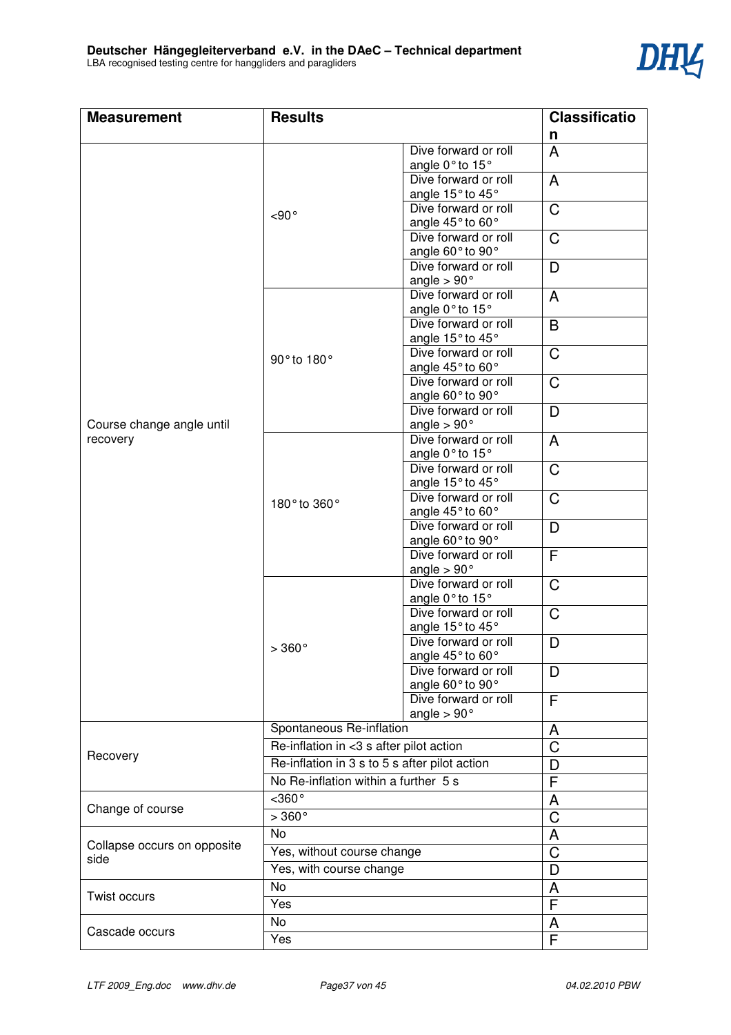| Measurement | Results | | Classification |
|---|---|---|---|
| Course change angle until recovery | <90° | Dive forward or roll angle 0° to 15° | A |
| | | Dive forward or roll angle 15° to 45° | A |
| | | Dive forward or roll angle 45° to 60° | C |
| | | Dive forward or roll angle 60° to 90° | C |
| | | Dive forward or roll angle > 90° | D |
| | 90° to 180° | Dive forward or roll angle 0° to 15° | A |
| | | Dive forward or roll angle 15° to 45° | B |
| | | Dive forward or roll angle 45° to 60° | C |
| | | Dive forward or roll angle 60° to 90° | C |
| | | Dive forward or roll angle > 90° | D |
| | 180° to 360° | Dive forward or roll angle 0° to 15° | A |
| | | Dive forward or roll angle 15° to 45° | C |
| | | Dive forward or roll angle 45° to 60° | C |
| | | Dive forward or roll angle 60° to 90° | D |
| | | Dive forward or roll angle > 90° | F |
| | > 360° | Dive forward or roll angle 0° to 15° | C |
| | | Dive forward or roll angle 15° to 45° | C |
| | | Dive forward or roll angle 45° to 60° | D |
| | | Dive forward or roll angle 60° to 90° | D |
| | | Dive forward or roll angle > 90° | F |
| Recovery | Spontaneous Re-inflation | | A |
| | Re-inflation in <3 s after pilot action | | C |
| | Re-inflation in 3 s to 5 s after pilot action | | D |
| | No Re-inflation within a further 5 s | | F |
| Change of course | <360° | | A |
| | > 360° | | C |
| Collapse occurs on opposite side | No | | A |
| | Yes, without course change | | C |
| | Yes, with course change | | D |
| Twist occurs | No | | A |
| | Yes | | F |
| Cascade occurs | No | | A |
| | Yes | | F |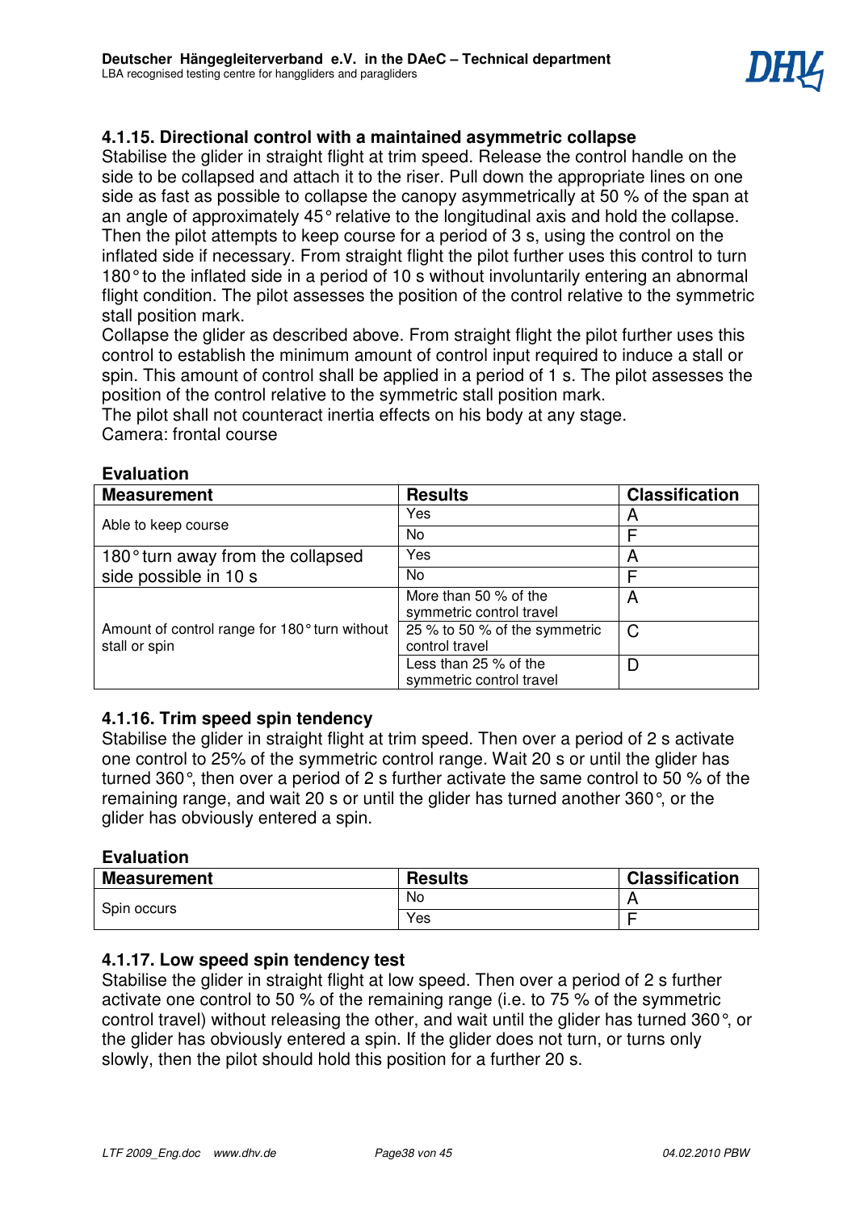### 4.1.15. Directional control with a maintained asymmetric collapse

Stabilise the glider in straight flight at trim speed. Release the control handle on the side to be collapsed and attach it to the riser. Pull down the appropriate lines on one side as fast as possible to collapse the canopy asymmetrically at 50 % of the span at an angle of approximately 45° relative to the longitudinal axis and hold the collapse. Then the pilot attempts to keep course for a period of 3 s, using the control on the inflated side if necessary. From straight flight the pilot further uses this control to turn 180° to the inflated side in a period of 10 s without involuntarily entering an abnormal flight condition. The pilot assesses the position of the control relative to the symmetric stall position mark.
Collapse the glider as described above. From straight flight the pilot further uses this control to establish the minimum amount of control input required to induce a stall or spin. This amount of control shall be applied in a period of 1 s. The pilot assesses the position of the control relative to the symmetric stall position mark.
The pilot shall not counteract inertia effects on his body at any stage.
Camera: frontal course

**Evaluation**

| Measurement | Results | Classification |
|---|---|---|
| Able to keep course | Yes | A |
| | No | F |
| 180° turn away from the collapsed side possible in 10 s | Yes | A |
| | No | F |
| Amount of control range for 180° turn without stall or spin | More than 50 % of the symmetric control travel | A |
| | 25 % to 50 % of the symmetric control travel | C |
| | Less than 25 % of the symmetric control travel | D |

### 4.1.16. Trim speed spin tendency

Stabilise the glider in straight flight at trim speed. Then over a period of 2 s activate one control to 25% of the symmetric control range. Wait 20 s or until the glider has turned 360°, then over a period of 2 s further activate the same control to 50 % of the remaining range, and wait 20 s or until the glider has turned another 360°, or the glider has obviously entered a spin.

**Evaluation**

| Measurement | Results | Classification |
|---|---|---|
| Spin occurs | No | A |
| | Yes | F |

### 4.1.17. Low speed spin tendency test

Stabilise the glider in straight flight at low speed. Then over a period of 2 s further activate one control to 50 % of the remaining range (i.e. to 75 % of the symmetric control travel) without releasing the other, and wait until the glider has turned 360°, or the glider has obviously entered a spin. If the glider does not turn, or turns only slowly, then the pilot should hold this position for a further 20 s.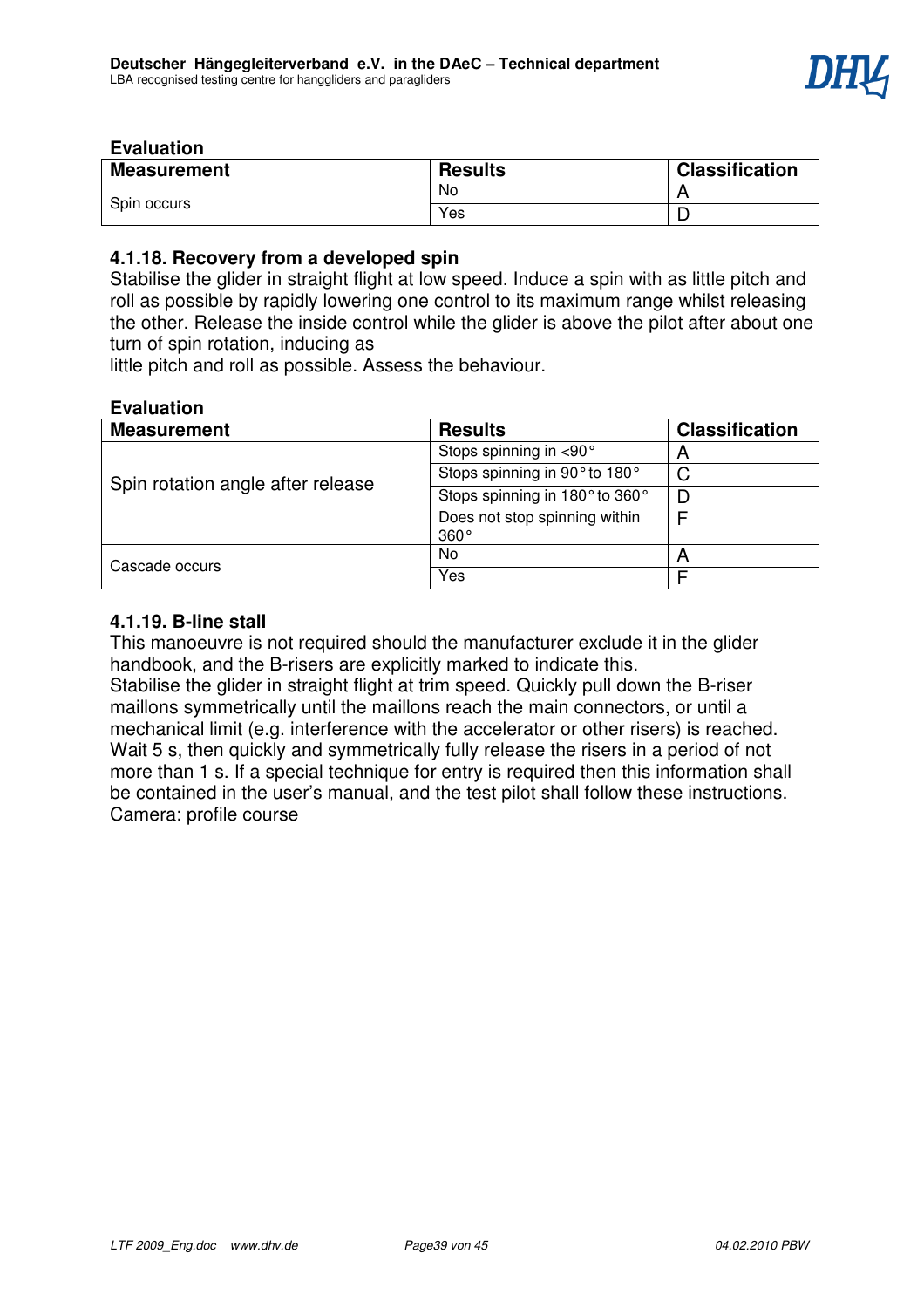**Evaluation**

| Measurement | Results | Classification |
|---|---|---|
| Spin occurs | No | A |
| | Yes | D |

### 4.1.18. Recovery from a developed spin

Stabilise the glider in straight flight at low speed. Induce a spin with as little pitch and roll as possible by rapidly lowering one control to its maximum range whilst releasing the other. Release the inside control while the glider is above the pilot after about one turn of spin rotation, inducing as
little pitch and roll as possible. Assess the behaviour.

**Evaluation**

| Measurement | Results | Classification |
|---|---|---|
| Spin rotation angle after release | Stops spinning in <90° | A |
| | Stops spinning in 90° to 180° | C |
| | Stops spinning in 180° to 360° | D |
| | Does not stop spinning within 360° | F |
| Cascade occurs | No | A |
| | Yes | F |

### 4.1.19. B-line stall

This manoeuvre is not required should the manufacturer exclude it in the glider handbook, and the B-risers are explicitly marked to indicate this.
Stabilise the glider in straight flight at trim speed. Quickly pull down the B-riser maillons symmetrically until the maillons reach the main connectors, or until a mechanical limit (e.g. interference with the accelerator or other risers) is reached. Wait 5 s, then quickly and symmetrically fully release the risers in a period of not more than 1 s. If a special technique for entry is required then this information shall be contained in the user's manual, and the test pilot shall follow these instructions.
Camera: profile course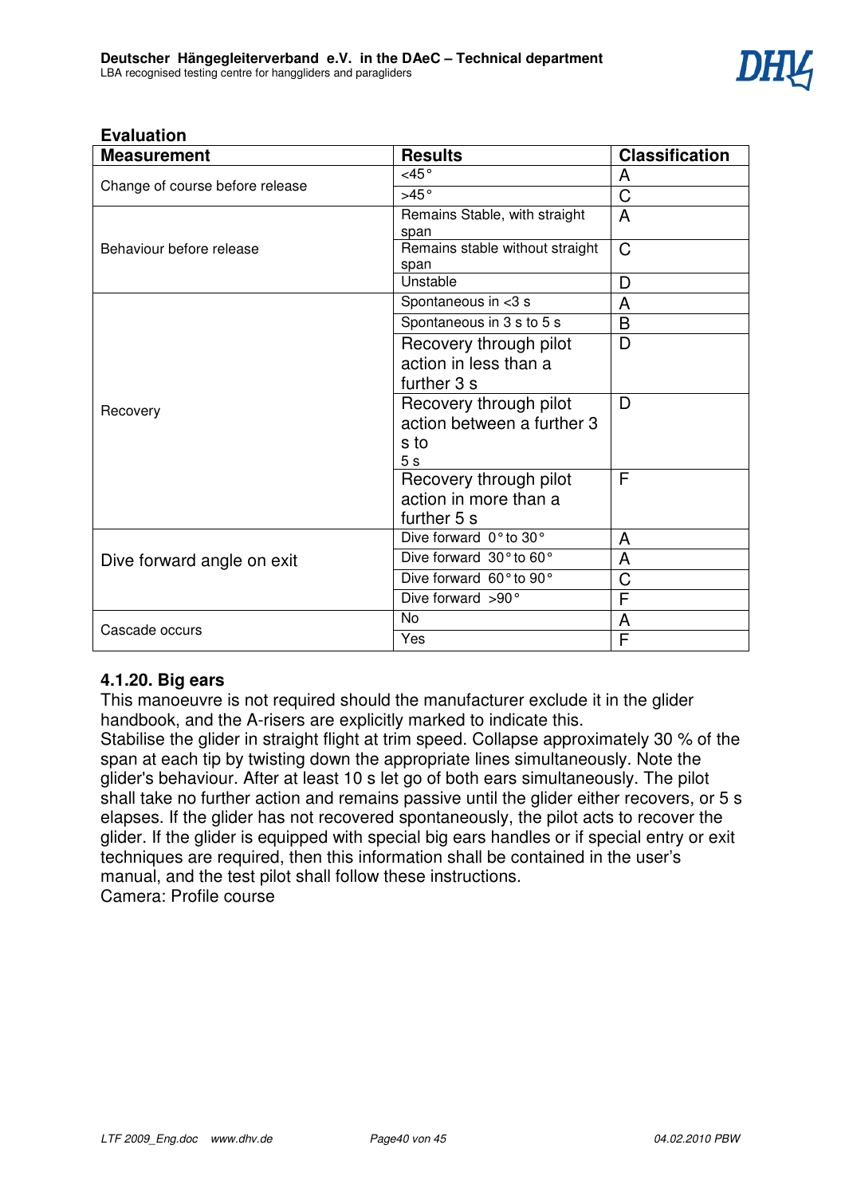**Evaluation**

| Measurement | Results | Classification |
|---|---|---|
| Change of course before release | <45° | A |
| | >45° | C |
| Behaviour before release | Remains Stable, with straight span | A |
| | Remains stable without straight span | C |
| | Unstable | D |
| Recovery | Spontaneous in <3 s | A |
| | Spontaneous in 3 s to 5 s | B |
| | Recovery through pilot action in less than a further 3 s | D |
| | Recovery through pilot action between a further 3 s to 5 s | D |
| | Recovery through pilot action in more than a further 5 s | F |
| Dive forward angle on exit | Dive forward 0° to 30° | A |
| | Dive forward 30° to 60° | A |
| | Dive forward 60° to 90° | C |
| | Dive forward >90° | F |
| Cascade occurs | No | A |
| | Yes | F |

### 4.1.20. Big ears

This manoeuvre is not required should the manufacturer exclude it in the glider handbook, and the A-risers are explicitly marked to indicate this.

Stabilise the glider in straight flight at trim speed. Collapse approximately 30 % of the span at each tip by twisting down the appropriate lines simultaneously. Note the glider's behaviour. After at least 10 s let go of both ears simultaneously. The pilot shall take no further action and remains passive until the glider either recovers, or 5 s elapses. If the glider has not recovered spontaneously, the pilot acts to recover the glider. If the glider is equipped with special big ears handles or if special entry or exit techniques are required, then this information shall be contained in the user's manual, and the test pilot shall follow these instructions.

Camera: Profile course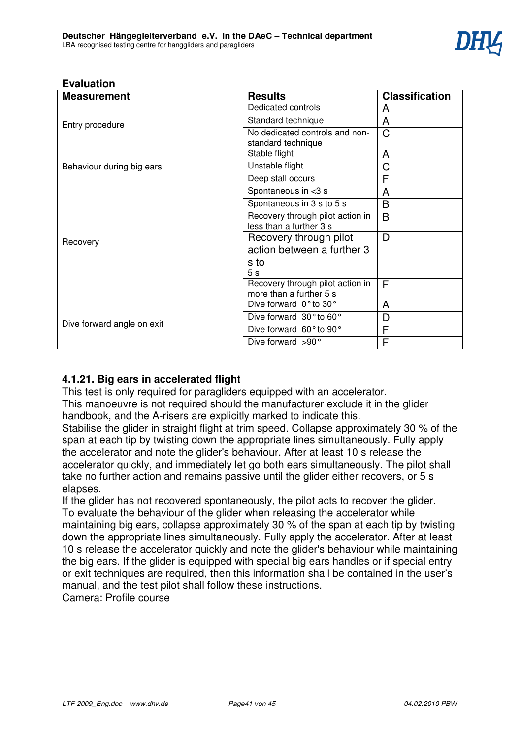**Evaluation**

| Measurement | Results | Classification |
|---|---|---|
| Entry procedure | Dedicated controls | A |
| | Standard technique | A |
| | No dedicated controls and non-standard technique | C |
| Behaviour during big ears | Stable flight | A |
| | Unstable flight | C |
| | Deep stall occurs | F |
| Recovery | Spontaneous in <3 s | A |
| | Spontaneous in 3 s to 5 s | B |
| | Recovery through pilot action in less than a further 3 s | B |
| | Recovery through pilot action between a further 3 s to 5 s | D |
| | Recovery through pilot action in more than a further 5 s | F |
| Dive forward angle on exit | Dive forward 0° to 30° | A |
| | Dive forward 30° to 60° | D |
| | Dive forward 60° to 90° | F |
| | Dive forward >90° | F |

### 4.1.21. Big ears in accelerated flight

This test is only required for paragliders equipped with an accelerator.
This manoeuvre is not required should the manufacturer exclude it in the glider handbook, and the A-risers are explicitly marked to indicate this.
Stabilise the glider in straight flight at trim speed. Collapse approximately 30 % of the span at each tip by twisting down the appropriate lines simultaneously. Fully apply the accelerator and note the glider's behaviour. After at least 10 s release the accelerator quickly, and immediately let go both ears simultaneously. The pilot shall take no further action and remains passive until the glider either recovers, or 5 s elapses.
If the glider has not recovered spontaneously, the pilot acts to recover the glider.
To evaluate the behaviour of the glider when releasing the accelerator while maintaining big ears, collapse approximately 30 % of the span at each tip by twisting down the appropriate lines simultaneously. Fully apply the accelerator. After at least 10 s release the accelerator quickly and note the glider's behaviour while maintaining the big ears. If the glider is equipped with special big ears handles or if special entry or exit techniques are required, then this information shall be contained in the user's manual, and the test pilot shall follow these instructions.
Camera: Profile course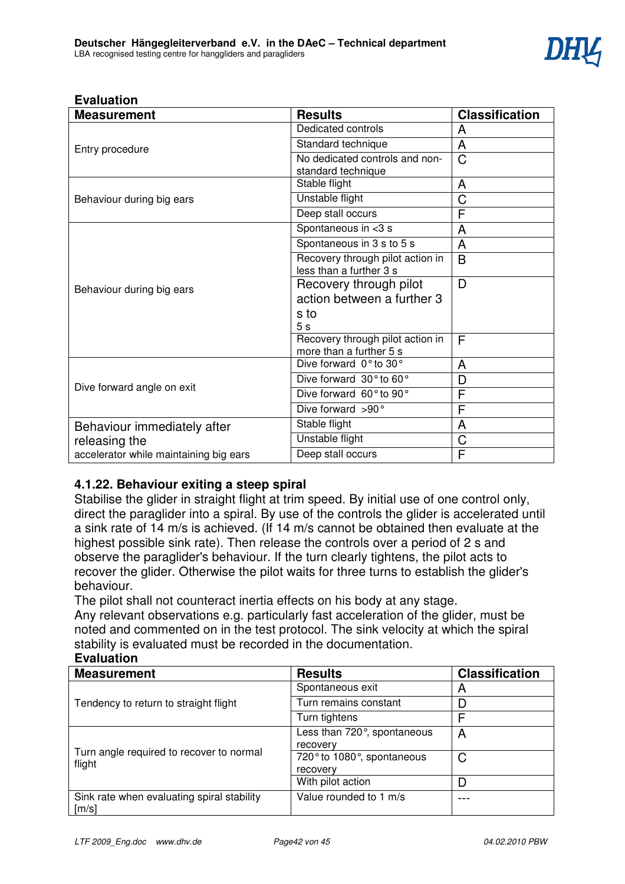**Evaluation**

| Measurement | Results | Classification |
|---|---|---|
| Entry procedure | Dedicated controls | A |
| | Standard technique | A |
| | No dedicated controls and non-standard technique | C |
| Behaviour during big ears | Stable flight | A |
| | Unstable flight | C |
| | Deep stall occurs | F |
| Behaviour during big ears | Spontaneous in <3 s | A |
| | Spontaneous in 3 s to 5 s | A |
| | Recovery through pilot action in less than a further 3 s | B |
| | Recovery through pilot action between a further 3 s to 5 s | D |
| | Recovery through pilot action in more than a further 5 s | F |
| Dive forward angle on exit | Dive forward 0° to 30° | A |
| | Dive forward 30° to 60° | D |
| | Dive forward 60° to 90° | F |
| | Dive forward >90° | F |
| Behaviour immediately after releasing the accelerator while maintaining big ears | Stable flight | A |
| | Unstable flight | C |
| | Deep stall occurs | F |

#### 4.1.22. Behaviour exiting a steep spiral

Stabilise the glider in straight flight at trim speed. By initial use of one control only, direct the paraglider into a spiral. By use of the controls the glider is accelerated until a sink rate of 14 m/s is achieved. (If 14 m/s cannot be obtained then evaluate at the highest possible sink rate). Then release the controls over a period of 2 s and observe the paraglider's behaviour. If the turn clearly tightens, the pilot acts to recover the glider. Otherwise the pilot waits for three turns to establish the glider's behaviour.

The pilot shall not counteract inertia effects on his body at any stage.

Any relevant observations e.g. particularly fast acceleration of the glider, must be noted and commented on in the test protocol. The sink velocity at which the spiral stability is evaluated must be recorded in the documentation.

**Evaluation**

| Measurement | Results | Classification |
|---|---|---|
| Tendency to return to straight flight | Spontaneous exit | A |
| | Turn remains constant | D |
| | Turn tightens | F |
| Turn angle required to recover to normal flight | Less than 720°, spontaneous recovery | A |
| | 720° to 1080°, spontaneous recovery | C |
| | With pilot action | D |
| Sink rate when evaluating spiral stability [m/s] | Value rounded to 1 m/s | --- |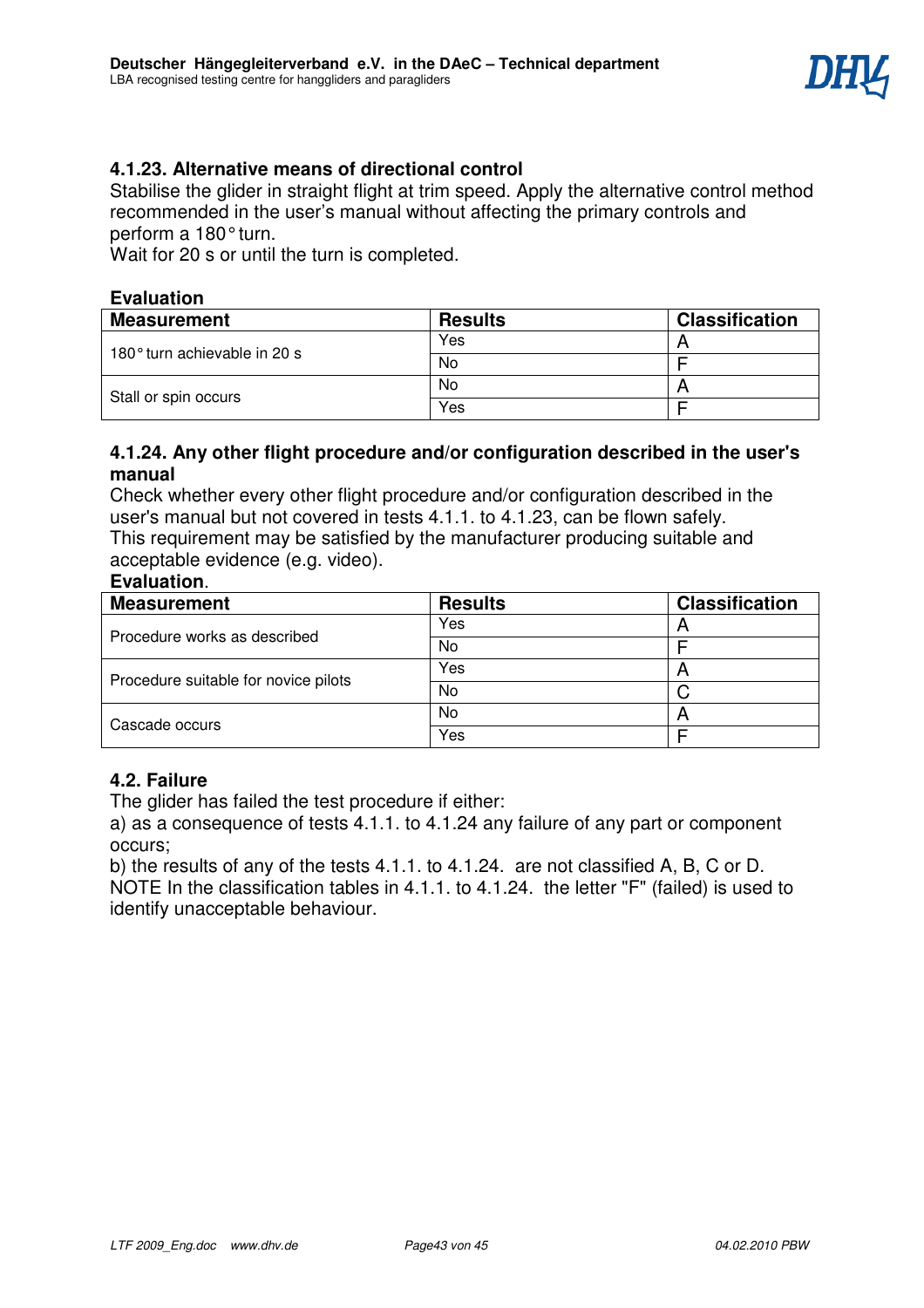### 4.1.23. Alternative means of directional control

Stabilise the glider in straight flight at trim speed. Apply the alternative control method recommended in the user's manual without affecting the primary controls and perform a 180° turn.
Wait for 20 s or until the turn is completed.

**Evaluation**

| Measurement | Results | Classification |
|---|---|---|
| 180° turn achievable in 20 s | Yes | A |
| | No | F |
| Stall or spin occurs | No | A |
| | Yes | F |

### 4.1.24. Any other flight procedure and/or configuration described in the user's manual

Check whether every other flight procedure and/or configuration described in the user's manual but not covered in tests 4.1.1. to 4.1.23, can be flown safely.
This requirement may be satisfied by the manufacturer producing suitable and acceptable evidence (e.g. video).

**Evaluation**.

| Measurement | Results | Classification |
|---|---|---|
| Procedure works as described | Yes | A |
| | No | F |
| Procedure suitable for novice pilots | Yes | A |
| | No | C |
| Cascade occurs | No | A |
| | Yes | F |

### 4.2. Failure

The glider has failed the test procedure if either:
a) as a consequence of tests 4.1.1. to 4.1.24 any failure of any part or component occurs;
b) the results of any of the tests 4.1.1. to 4.1.24. are not classified A, B, C or D.
NOTE In the classification tables in 4.1.1. to 4.1.24. the letter "F" (failed) is used to identify unacceptable behaviour.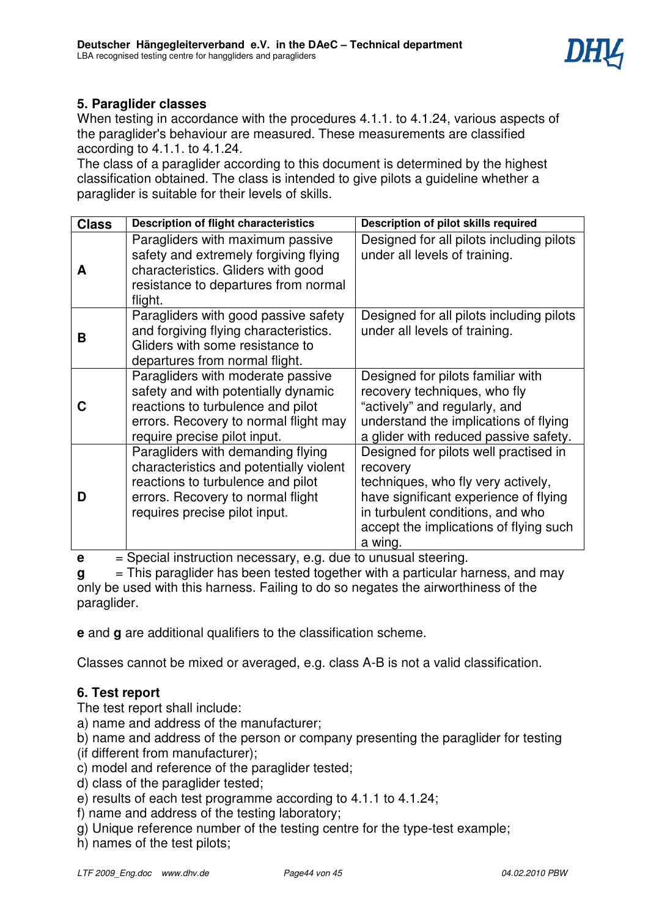## 5. Paraglider classes

When testing in accordance with the procedures 4.1.1. to 4.1.24, various aspects of the paraglider's behaviour are measured. These measurements are classified according to 4.1.1. to 4.1.24.

The class of a paraglider according to this document is determined by the highest classification obtained. The class is intended to give pilots a guideline whether a paraglider is suitable for their levels of skills.

| Class | Description of flight characteristics | Description of pilot skills required |
|---|---|---|
| **A** | Paragliders with maximum passive safety and extremely forgiving flying characteristics. Gliders with good resistance to departures from normal flight. | Designed for all pilots including pilots under all levels of training. |
| **B** | Paragliders with good passive safety and forgiving flying characteristics. Gliders with some resistance to departures from normal flight. | Designed for all pilots including pilots under all levels of training. |
| **C** | Paragliders with moderate passive safety and with potentially dynamic reactions to turbulence and pilot errors. Recovery to normal flight may require precise pilot input. | Designed for pilots familiar with recovery techniques, who fly "actively" and regularly, and understand the implications of flying a glider with reduced passive safety. |
| **D** | Paragliders with demanding flying characteristics and potentially violent reactions to turbulence and pilot errors. Recovery to normal flight requires precise pilot input. | Designed for pilots well practised in recovery techniques, who fly very actively, have significant experience of flying in turbulent conditions, and who accept the implications of flying such a wing. |

**e** = Special instruction necessary, e.g. due to unusual steering.

**g** = This paraglider has been tested together with a particular harness, and may only be used with this harness. Failing to do so negates the airworthiness of the paraglider.

**e** and **g** are additional qualifiers to the classification scheme.

Classes cannot be mixed or averaged, e.g. class A-B is not a valid classification.

## 6. Test report

The test report shall include:

a) name and address of the manufacturer;
b) name and address of the person or company presenting the paraglider for testing (if different from manufacturer);
c) model and reference of the paraglider tested;
d) class of the paraglider tested;
e) results of each test programme according to 4.1.1 to 4.1.24;
f) name and address of the testing laboratory;
g) Unique reference number of the testing centre for the type-test example;
h) names of the test pilots;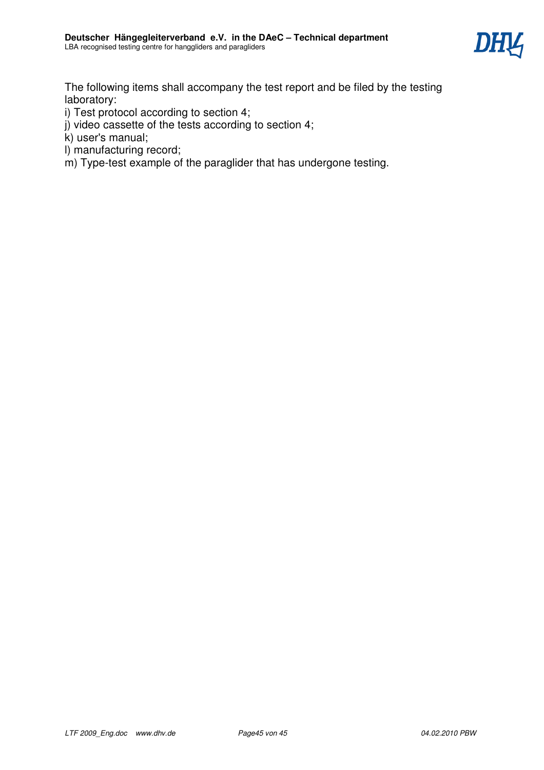The following items shall accompany the test report and be filed by the testing laboratory:

i) Test protocol according to section 4;
j) video cassette of the tests according to section 4;
k) user's manual;
l) manufacturing record;
m) Type-test example of the paraglider that has undergone testing.